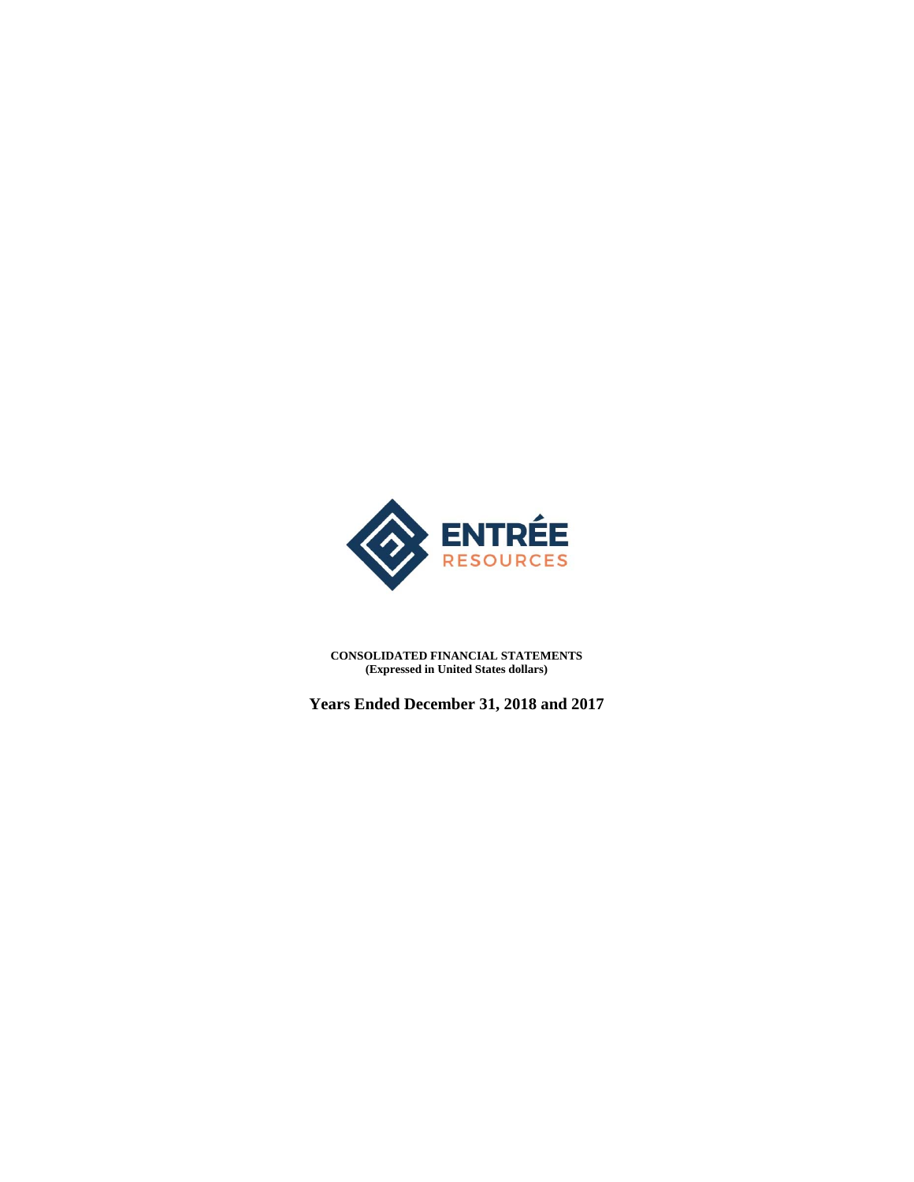ENTRÉE
RESOURCES

**CONSOLIDATED FINANCIAL STATEMENTS**
**(Expressed in United States dollars)**

# Years Ended December 31, 2018 and 2017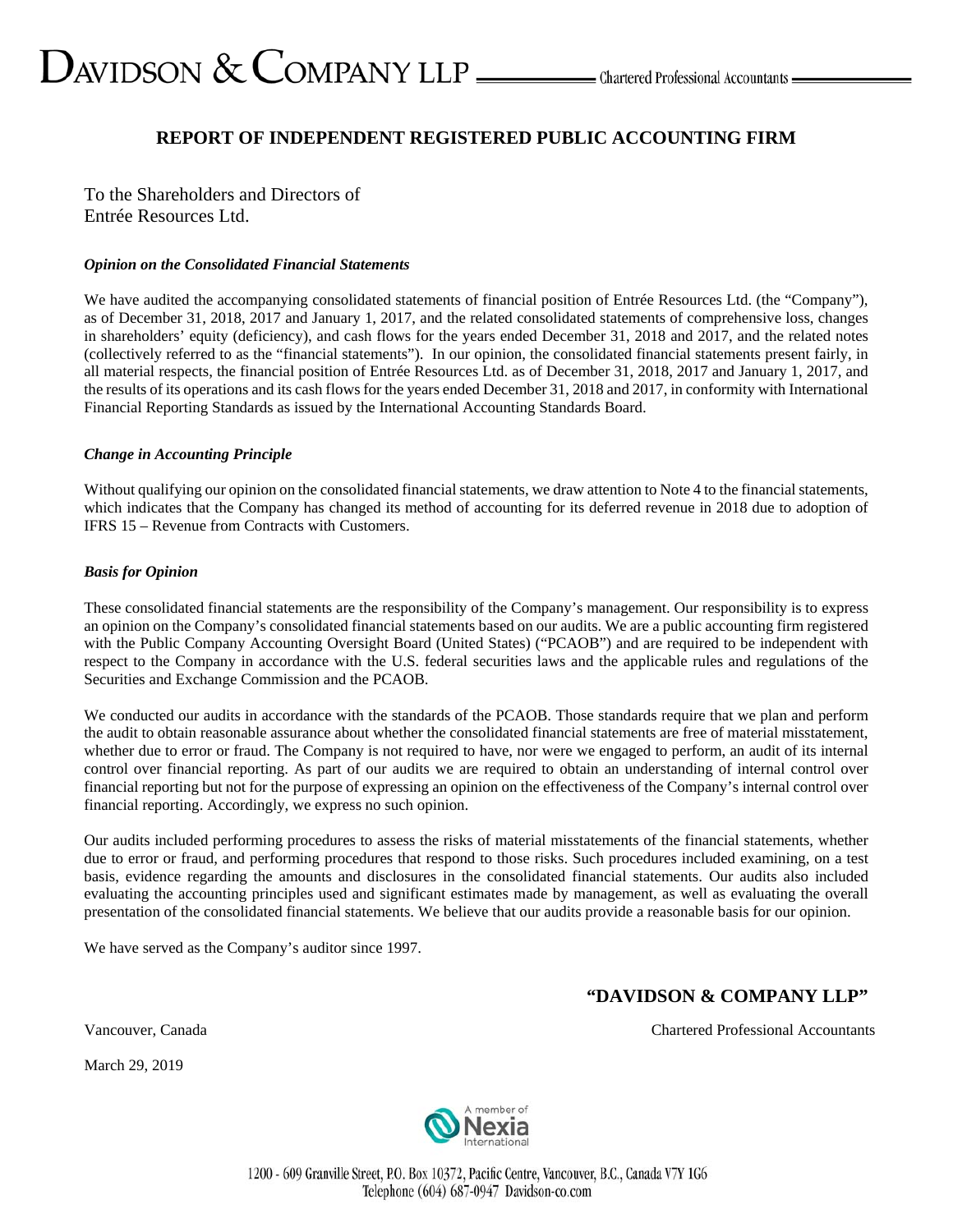DAVIDSON & COMPANY LLP — Chartered Professional Accountants

# REPORT OF INDEPENDENT REGISTERED PUBLIC ACCOUNTING FIRM

To the Shareholders and Directors of
Entrée Resources Ltd.

***Opinion on the Consolidated Financial Statements***

We have audited the accompanying consolidated statements of financial position of Entrée Resources Ltd. (the "Company"), as of December 31, 2018, 2017 and January 1, 2017, and the related consolidated statements of comprehensive loss, changes in shareholders' equity (deficiency), and cash flows for the years ended December 31, 2018 and 2017, and the related notes (collectively referred to as the "financial statements"). In our opinion, the consolidated financial statements present fairly, in all material respects, the financial position of Entrée Resources Ltd. as of December 31, 2018, 2017 and January 1, 2017, and the results of its operations and its cash flows for the years ended December 31, 2018 and 2017, in conformity with International Financial Reporting Standards as issued by the International Accounting Standards Board.

***Change in Accounting Principle***

Without qualifying our opinion on the consolidated financial statements, we draw attention to Note 4 to the financial statements, which indicates that the Company has changed its method of accounting for its deferred revenue in 2018 due to adoption of IFRS 15 – Revenue from Contracts with Customers.

***Basis for Opinion***

These consolidated financial statements are the responsibility of the Company's management. Our responsibility is to express an opinion on the Company's consolidated financial statements based on our audits. We are a public accounting firm registered with the Public Company Accounting Oversight Board (United States) ("PCAOB") and are required to be independent with respect to the Company in accordance with the U.S. federal securities laws and the applicable rules and regulations of the Securities and Exchange Commission and the PCAOB.

We conducted our audits in accordance with the standards of the PCAOB. Those standards require that we plan and perform the audit to obtain reasonable assurance about whether the consolidated financial statements are free of material misstatement, whether due to error or fraud. The Company is not required to have, nor were we engaged to perform, an audit of its internal control over financial reporting. As part of our audits we are required to obtain an understanding of internal control over financial reporting but not for the purpose of expressing an opinion on the effectiveness of the Company's internal control over financial reporting. Accordingly, we express no such opinion.

Our audits included performing procedures to assess the risks of material misstatements of the financial statements, whether due to error or fraud, and performing procedures that respond to those risks. Such procedures included examining, on a test basis, evidence regarding the amounts and disclosures in the consolidated financial statements. Our audits also included evaluating the accounting principles used and significant estimates made by management, as well as evaluating the overall presentation of the consolidated financial statements. We believe that our audits provide a reasonable basis for our opinion.

We have served as the Company's auditor since 1997.

**"DAVIDSON & COMPANY LLP"**

Vancouver, Canada — Chartered Professional Accountants

March 29, 2019

A member of Nexia International

1200 - 609 Granville Street, P.O. Box 10372, Pacific Centre, Vancouver, B.C., Canada V7Y 1G6
Telephone (604) 687-0947 Davidson-co.com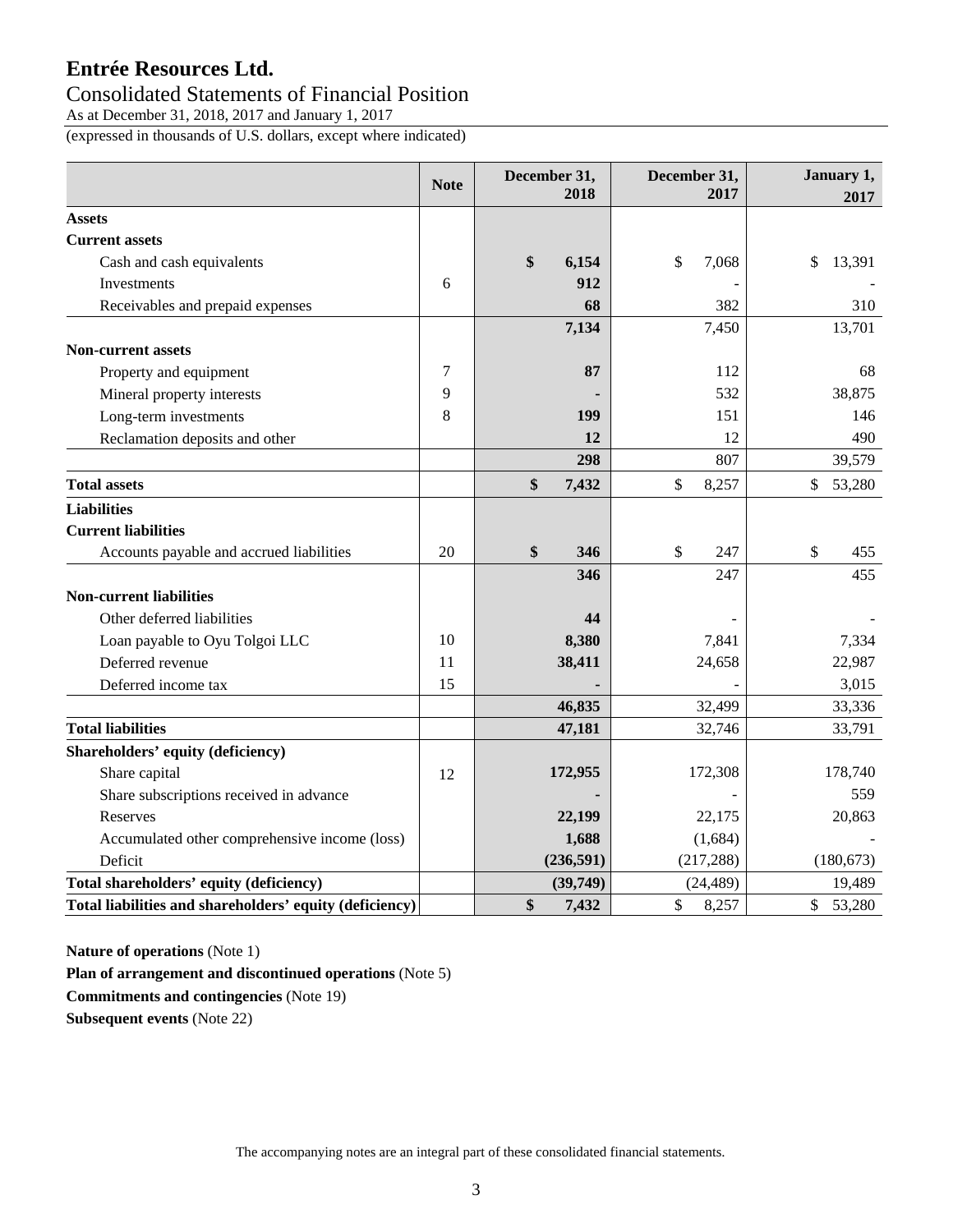# Entrée Resources Ltd.

## Consolidated Statements of Financial Position

As at December 31, 2018, 2017 and January 1, 2017

(expressed in thousands of U.S. dollars, except where indicated)

| | Note | December 31, 2018 | December 31, 2017 | January 1, 2017 |
|---|---|---|---|---|
| **Assets** | | | | |
| **Current assets** | | | | |
| Cash and cash equivalents | | **$ 6,154** | $ 7,068 | $ 13,391 |
| Investments | 6 | **912** | - | - |
| Receivables and prepaid expenses | | **68** | 382 | 310 |
| | | **7,134** | 7,450 | 13,701 |
| **Non-current assets** | | | | |
| Property and equipment | 7 | **87** | 112 | 68 |
| Mineral property interests | 9 | **-** | 532 | 38,875 |
| Long-term investments | 8 | **199** | 151 | 146 |
| Reclamation deposits and other | | **12** | 12 | 490 |
| | | **298** | 807 | 39,579 |
| **Total assets** | | **$ 7,432** | $ 8,257 | $ 53,280 |
| **Liabilities** | | | | |
| **Current liabilities** | | | | |
| Accounts payable and accrued liabilities | 20 | **$ 346** | $ 247 | $ 455 |
| | | **346** | 247 | 455 |
| **Non-current liabilities** | | | | |
| Other deferred liabilities | | **44** | - | - |
| Loan payable to Oyu Tolgoi LLC | 10 | **8,380** | 7,841 | 7,334 |
| Deferred revenue | 11 | **38,411** | 24,658 | 22,987 |
| Deferred income tax | 15 | **-** | - | 3,015 |
| | | **46,835** | 32,499 | 33,336 |
| **Total liabilities** | | **47,181** | 32,746 | 33,791 |
| **Shareholders' equity (deficiency)** | | | | |
| Share capital | 12 | **172,955** | 172,308 | 178,740 |
| Share subscriptions received in advance | | **-** | - | 559 |
| Reserves | | **22,199** | 22,175 | 20,863 |
| Accumulated other comprehensive income (loss) | | **1,688** | (1,684) | - |
| Deficit | | **(236,591)** | (217,288) | (180,673) |
| **Total shareholders' equity (deficiency)** | | **(39,749)** | (24,489) | 19,489 |
| **Total liabilities and shareholders' equity (deficiency)** | | **$ 7,432** | $ 8,257 | $ 53,280 |

**Nature of operations** (Note 1)

**Plan of arrangement and discontinued operations** (Note 5)

**Commitments and contingencies** (Note 19)

**Subsequent events** (Note 22)

The accompanying notes are an integral part of these consolidated financial statements.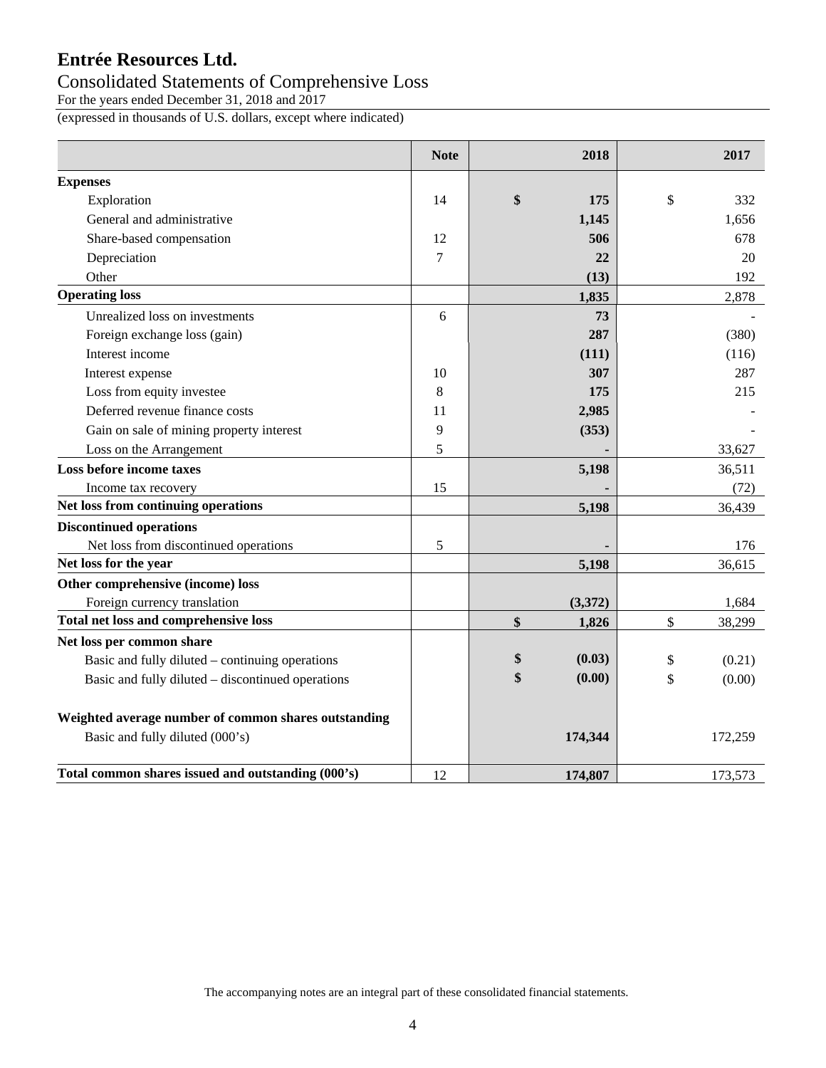# Entrée Resources Ltd.

## Consolidated Statements of Comprehensive Loss

For the years ended December 31, 2018 and 2017

(expressed in thousands of U.S. dollars, except where indicated)

| | Note | 2018 | 2017 |
|---|---|---|---|
| **Expenses** | | | |
| Exploration | 14 | **$ 175** | $ 332 |
| General and administrative | | **1,145** | 1,656 |
| Share-based compensation | 12 | **506** | 678 |
| Depreciation | 7 | **22** | 20 |
| Other | | **(13)** | 192 |
| **Operating loss** | | **1,835** | 2,878 |
| Unrealized loss on investments | 6 | **73** | - |
| Foreign exchange loss (gain) | | **287** | (380) |
| Interest income | | **(111)** | (116) |
| Interest expense | 10 | **307** | 287 |
| Loss from equity investee | 8 | **175** | 215 |
| Deferred revenue finance costs | 11 | **2,985** | - |
| Gain on sale of mining property interest | 9 | **(353)** | - |
| Loss on the Arrangement | 5 | **-** | 33,627 |
| **Loss before income taxes** | | **5,198** | 36,511 |
| Income tax recovery | 15 | **-** | (72) |
| **Net loss from continuing operations** | | **5,198** | 36,439 |
| **Discontinued operations** | | | |
| Net loss from discontinued operations | 5 | **-** | 176 |
| **Net loss for the year** | | **5,198** | 36,615 |
| **Other comprehensive (income) loss** | | | |
| Foreign currency translation | | **(3,372)** | 1,684 |
| **Total net loss and comprehensive loss** | | **$ 1,826** | $ 38,299 |
| **Net loss per common share** | | | |
| Basic and fully diluted – continuing operations | | **$ (0.03)** | $ (0.21) |
| Basic and fully diluted – discontinued operations | | **$ (0.00)** | $ (0.00) |
| **Weighted average number of common shares outstanding** | | | |
| Basic and fully diluted (000's) | | **174,344** | 172,259 |
| **Total common shares issued and outstanding (000's)** | 12 | **174,807** | 173,573 |

The accompanying notes are an integral part of these consolidated financial statements.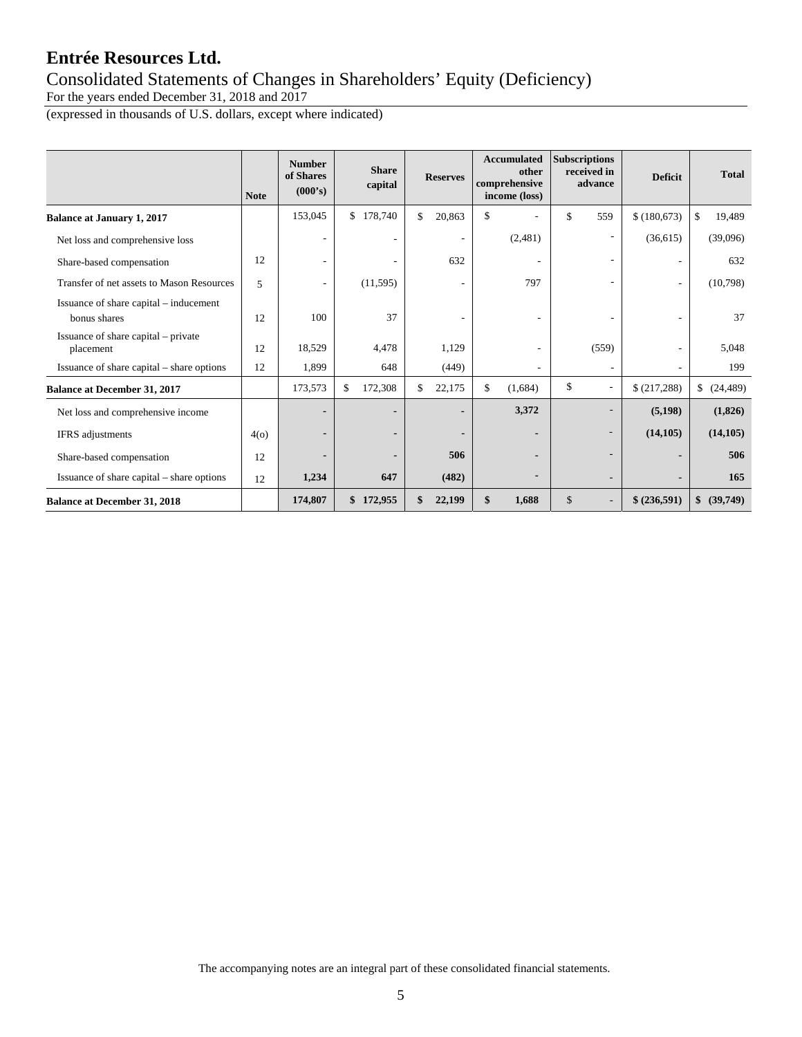# Entrée Resources Ltd.

## Consolidated Statements of Changes in Shareholders' Equity (Deficiency)

For the years ended December 31, 2018 and 2017

(expressed in thousands of U.S. dollars, except where indicated)

| | Note | Number of Shares (000's) | Share capital | Reserves | Accumulated other comprehensive income (loss) | Subscriptions received in advance | Deficit | Total |
|---|---|---|---|---|---|---|---|---|
| **Balance at January 1, 2017** | | 153,045 | $ 178,740 | $ 20,863 | $ - | $ 559 | $ (180,673) | $ 19,489 |
| Net loss and comprehensive loss | | - | - | - | (2,481) | - | (36,615) | (39,096) |
| Share-based compensation | 12 | - | - | 632 | - | - | - | 632 |
| Transfer of net assets to Mason Resources | 5 | - | (11,595) | - | 797 | - | - | (10,798) |
| Issuance of share capital – inducement bonus shares | 12 | 100 | 37 | - | - | - | - | 37 |
| Issuance of share capital – private placement | 12 | 18,529 | 4,478 | 1,129 | - | (559) | - | 5,048 |
| Issuance of share capital – share options | 12 | 1,899 | 648 | (449) | - | - | - | 199 |
| **Balance at December 31, 2017** | | 173,573 | $ 172,308 | $ 22,175 | $ (1,684) | $ - | $ (217,288) | $ (24,489) |
| Net loss and comprehensive income | | **-** | **-** | **-** | **3,372** | - | **(5,198)** | **(1,826)** |
| IFRS adjustments | 4(o) | **-** | **-** | **-** | **-** | - | **(14,105)** | **(14,105)** |
| Share-based compensation | 12 | **-** | **-** | **506** | **-** | - | **-** | **506** |
| Issuance of share capital – share options | 12 | **1,234** | **647** | **(482)** | - | **-** | **-** | **165** |
| **Balance at December 31, 2018** | | **174,807** | **$ 172,955** | **$ 22,199** | **$ 1,688** | $ - | **$ (236,591)** | **$ (39,749)** |

The accompanying notes are an integral part of these consolidated financial statements.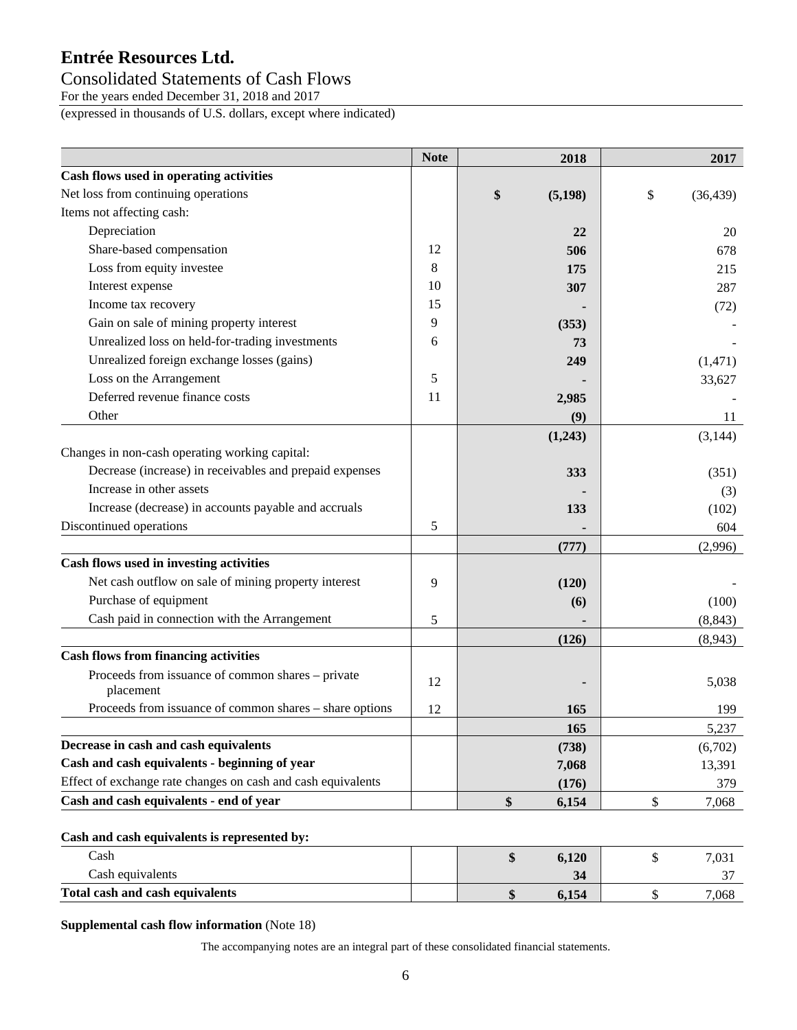# Entrée Resources Ltd.

## Consolidated Statements of Cash Flows

For the years ended December 31, 2018 and 2017

(expressed in thousands of U.S. dollars, except where indicated)

| | Note | 2018 | 2017 |
|---|---|---|---|
| **Cash flows used in operating activities** | | | |
| Net loss from continuing operations | | **$ (5,198)** | $ (36,439) |
| Items not affecting cash: | | | |
| Depreciation | | **22** | 20 |
| Share-based compensation | 12 | **506** | 678 |
| Loss from equity investee | 8 | **175** | 215 |
| Interest expense | 10 | **307** | 287 |
| Income tax recovery | 15 | **-** | (72) |
| Gain on sale of mining property interest | 9 | **(353)** | - |
| Unrealized loss on held-for-trading investments | 6 | **73** | - |
| Unrealized foreign exchange losses (gains) | | **249** | (1,471) |
| Loss on the Arrangement | 5 | **-** | 33,627 |
| Deferred revenue finance costs | 11 | **2,985** | - |
| Other | | **(9)** | 11 |
| | | **(1,243)** | (3,144) |
| Changes in non-cash operating working capital: | | | |
| Decrease (increase) in receivables and prepaid expenses | | **333** | (351) |
| Increase in other assets | | **-** | (3) |
| Increase (decrease) in accounts payable and accruals | | **133** | (102) |
| Discontinued operations | 5 | **-** | 604 |
| | | **(777)** | (2,996) |
| **Cash flows used in investing activities** | | | |
| Net cash outflow on sale of mining property interest | 9 | **(120)** | - |
| Purchase of equipment | | **(6)** | (100) |
| Cash paid in connection with the Arrangement | 5 | **-** | (8,843) |
| | | **(126)** | (8,943) |
| **Cash flows from financing activities** | | | |
| Proceeds from issuance of common shares – private placement | 12 | **-** | 5,038 |
| Proceeds from issuance of common shares – share options | 12 | **165** | 199 |
| | | **165** | 5,237 |
| **Decrease in cash and cash equivalents** | | **(738)** | (6,702) |
| **Cash and cash equivalents - beginning of year** | | **7,068** | 13,391 |
| Effect of exchange rate changes on cash and cash equivalents | | **(176)** | 379 |
| **Cash and cash equivalents - end of year** | | **$ 6,154** | $ 7,068 |

**Cash and cash equivalents is represented by:**

| | | 2018 | 2017 |
|---|---|---|---|
| Cash | | **$ 6,120** | $ 7,031 |
| Cash equivalents | | **34** | 37 |
| **Total cash and cash equivalents** | | **$ 6,154** | $ 7,068 |

**Supplemental cash flow information** (Note 18)

The accompanying notes are an integral part of these consolidated financial statements.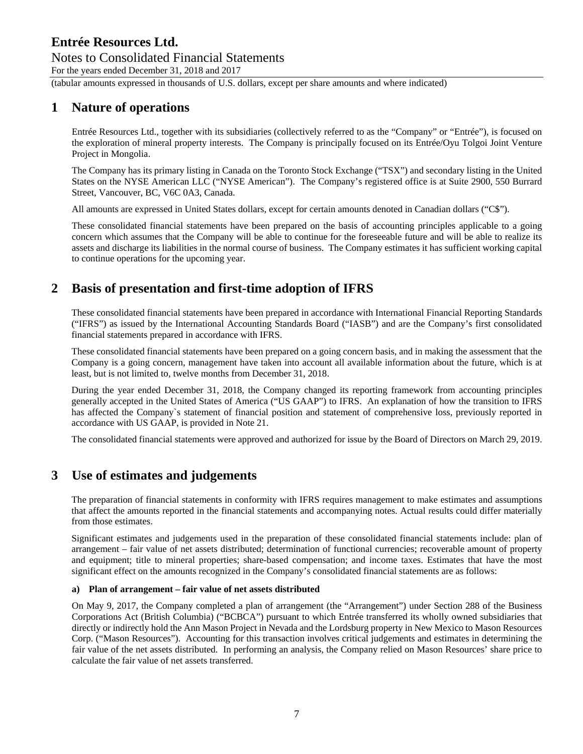# 1 Nature of operations

Entrée Resources Ltd., together with its subsidiaries (collectively referred to as the "Company" or "Entrée"), is focused on the exploration of mineral property interests. The Company is principally focused on its Entrée/Oyu Tolgoi Joint Venture Project in Mongolia.

The Company has its primary listing in Canada on the Toronto Stock Exchange ("TSX") and secondary listing in the United States on the NYSE American LLC ("NYSE American"). The Company's registered office is at Suite 2900, 550 Burrard Street, Vancouver, BC, V6C 0A3, Canada.

All amounts are expressed in United States dollars, except for certain amounts denoted in Canadian dollars ("C$").

These consolidated financial statements have been prepared on the basis of accounting principles applicable to a going concern which assumes that the Company will be able to continue for the foreseeable future and will be able to realize its assets and discharge its liabilities in the normal course of business. The Company estimates it has sufficient working capital to continue operations for the upcoming year.

# 2 Basis of presentation and first-time adoption of IFRS

These consolidated financial statements have been prepared in accordance with International Financial Reporting Standards ("IFRS") as issued by the International Accounting Standards Board ("IASB") and are the Company's first consolidated financial statements prepared in accordance with IFRS.

These consolidated financial statements have been prepared on a going concern basis, and in making the assessment that the Company is a going concern, management have taken into account all available information about the future, which is at least, but is not limited to, twelve months from December 31, 2018.

During the year ended December 31, 2018, the Company changed its reporting framework from accounting principles generally accepted in the United States of America ("US GAAP") to IFRS. An explanation of how the transition to IFRS has affected the Company`s statement of financial position and statement of comprehensive loss, previously reported in accordance with US GAAP, is provided in Note 21.

The consolidated financial statements were approved and authorized for issue by the Board of Directors on March 29, 2019.

# 3 Use of estimates and judgements

The preparation of financial statements in conformity with IFRS requires management to make estimates and assumptions that affect the amounts reported in the financial statements and accompanying notes. Actual results could differ materially from those estimates.

Significant estimates and judgements used in the preparation of these consolidated financial statements include: plan of arrangement – fair value of net assets distributed; determination of functional currencies; recoverable amount of property and equipment; title to mineral properties; share-based compensation; and income taxes. Estimates that have the most significant effect on the amounts recognized in the Company's consolidated financial statements are as follows:

**a) Plan of arrangement – fair value of net assets distributed**

On May 9, 2017, the Company completed a plan of arrangement (the "Arrangement") under Section 288 of the Business Corporations Act (British Columbia) ("BCBCA") pursuant to which Entrée transferred its wholly owned subsidiaries that directly or indirectly hold the Ann Mason Project in Nevada and the Lordsburg property in New Mexico to Mason Resources Corp. ("Mason Resources"). Accounting for this transaction involves critical judgements and estimates in determining the fair value of the net assets distributed. In performing an analysis, the Company relied on Mason Resources' share price to calculate the fair value of net assets transferred.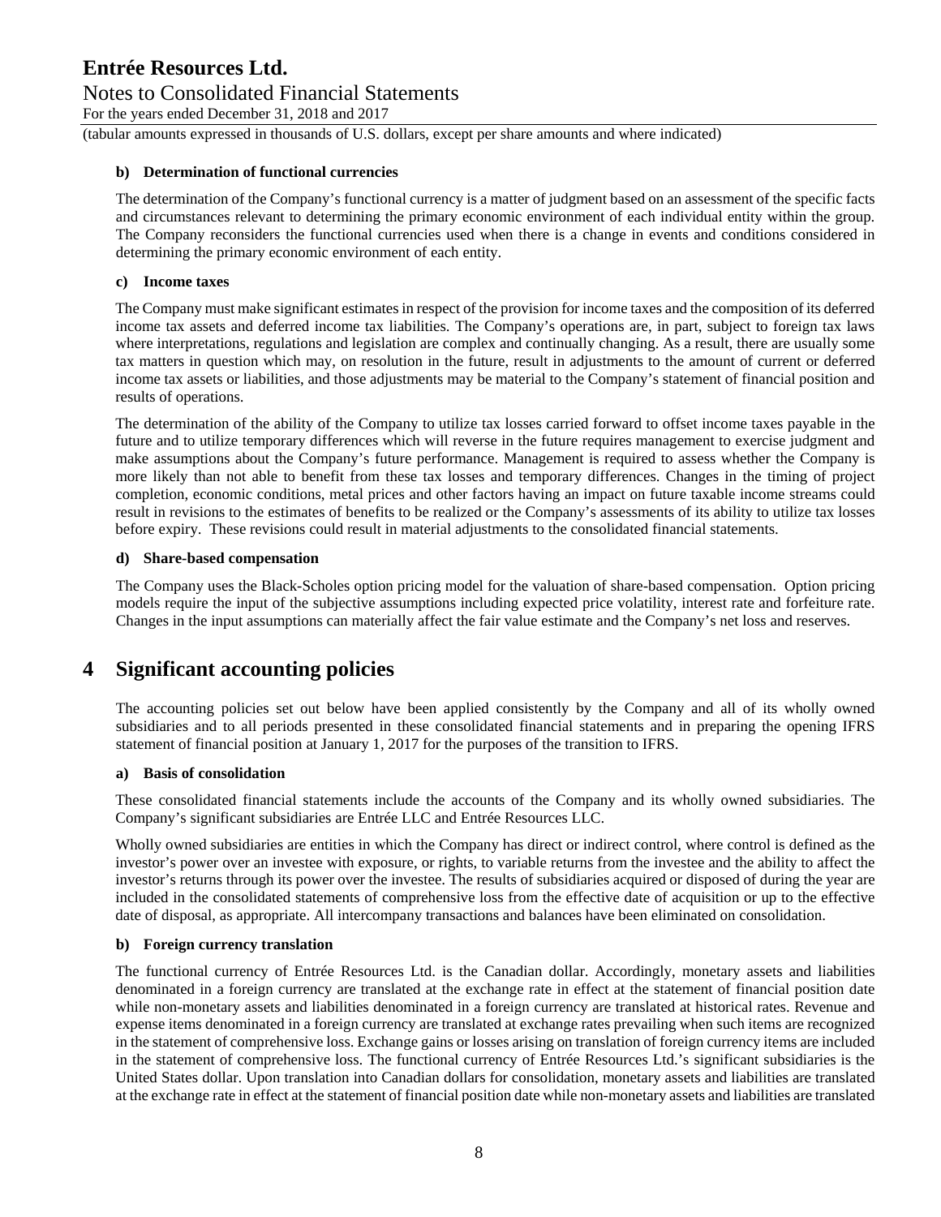(tabular amounts expressed in thousands of U.S. dollars, except per share amounts and where indicated)

**b) Determination of functional currencies**

The determination of the Company's functional currency is a matter of judgment based on an assessment of the specific facts and circumstances relevant to determining the primary economic environment of each individual entity within the group. The Company reconsiders the functional currencies used when there is a change in events and conditions considered in determining the primary economic environment of each entity.

**c) Income taxes**

The Company must make significant estimates in respect of the provision for income taxes and the composition of its deferred income tax assets and deferred income tax liabilities. The Company's operations are, in part, subject to foreign tax laws where interpretations, regulations and legislation are complex and continually changing. As a result, there are usually some tax matters in question which may, on resolution in the future, result in adjustments to the amount of current or deferred income tax assets or liabilities, and those adjustments may be material to the Company's statement of financial position and results of operations.

The determination of the ability of the Company to utilize tax losses carried forward to offset income taxes payable in the future and to utilize temporary differences which will reverse in the future requires management to exercise judgment and make assumptions about the Company's future performance. Management is required to assess whether the Company is more likely than not able to benefit from these tax losses and temporary differences. Changes in the timing of project completion, economic conditions, metal prices and other factors having an impact on future taxable income streams could result in revisions to the estimates of benefits to be realized or the Company's assessments of its ability to utilize tax losses before expiry. These revisions could result in material adjustments to the consolidated financial statements.

**d) Share-based compensation**

The Company uses the Black-Scholes option pricing model for the valuation of share-based compensation. Option pricing models require the input of the subjective assumptions including expected price volatility, interest rate and forfeiture rate. Changes in the input assumptions can materially affect the fair value estimate and the Company's net loss and reserves.

# 4 Significant accounting policies

The accounting policies set out below have been applied consistently by the Company and all of its wholly owned subsidiaries and to all periods presented in these consolidated financial statements and in preparing the opening IFRS statement of financial position at January 1, 2017 for the purposes of the transition to IFRS.

**a) Basis of consolidation**

These consolidated financial statements include the accounts of the Company and its wholly owned subsidiaries. The Company's significant subsidiaries are Entrée LLC and Entrée Resources LLC.

Wholly owned subsidiaries are entities in which the Company has direct or indirect control, where control is defined as the investor's power over an investee with exposure, or rights, to variable returns from the investee and the ability to affect the investor's returns through its power over the investee. The results of subsidiaries acquired or disposed of during the year are included in the consolidated statements of comprehensive loss from the effective date of acquisition or up to the effective date of disposal, as appropriate. All intercompany transactions and balances have been eliminated on consolidation.

**b) Foreign currency translation**

The functional currency of Entrée Resources Ltd. is the Canadian dollar. Accordingly, monetary assets and liabilities denominated in a foreign currency are translated at the exchange rate in effect at the statement of financial position date while non-monetary assets and liabilities denominated in a foreign currency are translated at historical rates. Revenue and expense items denominated in a foreign currency are translated at exchange rates prevailing when such items are recognized in the statement of comprehensive loss. Exchange gains or losses arising on translation of foreign currency items are included in the statement of comprehensive loss. The functional currency of Entrée Resources Ltd.'s significant subsidiaries is the United States dollar. Upon translation into Canadian dollars for consolidation, monetary assets and liabilities are translated at the exchange rate in effect at the statement of financial position date while non-monetary assets and liabilities are translated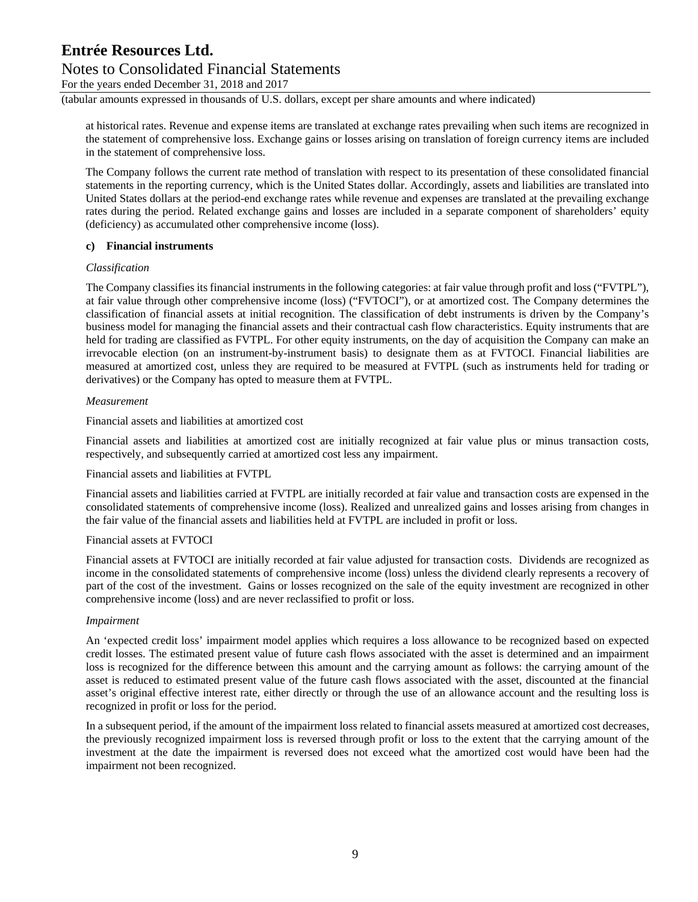at historical rates. Revenue and expense items are translated at exchange rates prevailing when such items are recognized in the statement of comprehensive loss. Exchange gains or losses arising on translation of foreign currency items are included in the statement of comprehensive loss.

The Company follows the current rate method of translation with respect to its presentation of these consolidated financial statements in the reporting currency, which is the United States dollar. Accordingly, assets and liabilities are translated into United States dollars at the period-end exchange rates while revenue and expenses are translated at the prevailing exchange rates during the period. Related exchange gains and losses are included in a separate component of shareholders' equity (deficiency) as accumulated other comprehensive income (loss).

**c) Financial instruments**

*Classification*

The Company classifies its financial instruments in the following categories: at fair value through profit and loss ("FVTPL"), at fair value through other comprehensive income (loss) ("FVTOCI"), or at amortized cost. The Company determines the classification of financial assets at initial recognition. The classification of debt instruments is driven by the Company's business model for managing the financial assets and their contractual cash flow characteristics. Equity instruments that are held for trading are classified as FVTPL. For other equity instruments, on the day of acquisition the Company can make an irrevocable election (on an instrument-by-instrument basis) to designate them as at FVTOCI. Financial liabilities are measured at amortized cost, unless they are required to be measured at FVTPL (such as instruments held for trading or derivatives) or the Company has opted to measure them at FVTPL.

*Measurement*

Financial assets and liabilities at amortized cost

Financial assets and liabilities at amortized cost are initially recognized at fair value plus or minus transaction costs, respectively, and subsequently carried at amortized cost less any impairment.

Financial assets and liabilities at FVTPL

Financial assets and liabilities carried at FVTPL are initially recorded at fair value and transaction costs are expensed in the consolidated statements of comprehensive income (loss). Realized and unrealized gains and losses arising from changes in the fair value of the financial assets and liabilities held at FVTPL are included in profit or loss.

Financial assets at FVTOCI

Financial assets at FVTOCI are initially recorded at fair value adjusted for transaction costs. Dividends are recognized as income in the consolidated statements of comprehensive income (loss) unless the dividend clearly represents a recovery of part of the cost of the investment. Gains or losses recognized on the sale of the equity investment are recognized in other comprehensive income (loss) and are never reclassified to profit or loss.

*Impairment*

An 'expected credit loss' impairment model applies which requires a loss allowance to be recognized based on expected credit losses. The estimated present value of future cash flows associated with the asset is determined and an impairment loss is recognized for the difference between this amount and the carrying amount as follows: the carrying amount of the asset is reduced to estimated present value of the future cash flows associated with the asset, discounted at the financial asset's original effective interest rate, either directly or through the use of an allowance account and the resulting loss is recognized in profit or loss for the period.

In a subsequent period, if the amount of the impairment loss related to financial assets measured at amortized cost decreases, the previously recognized impairment loss is reversed through profit or loss to the extent that the carrying amount of the investment at the date the impairment is reversed does not exceed what the amortized cost would have been had the impairment not been recognized.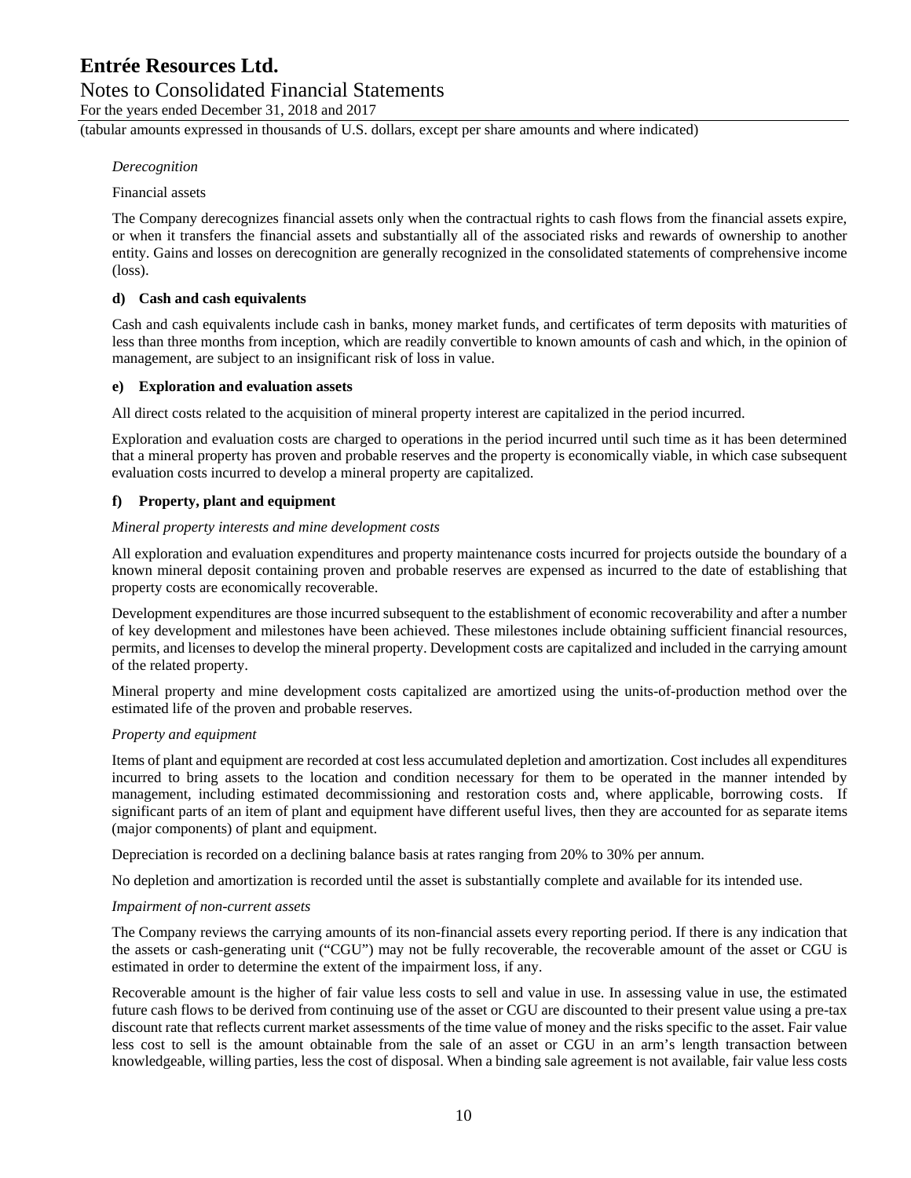*Derecognition*

Financial assets

The Company derecognizes financial assets only when the contractual rights to cash flows from the financial assets expire, or when it transfers the financial assets and substantially all of the associated risks and rewards of ownership to another entity. Gains and losses on derecognition are generally recognized in the consolidated statements of comprehensive income (loss).

**d) Cash and cash equivalents**

Cash and cash equivalents include cash in banks, money market funds, and certificates of term deposits with maturities of less than three months from inception, which are readily convertible to known amounts of cash and which, in the opinion of management, are subject to an insignificant risk of loss in value.

**e) Exploration and evaluation assets**

All direct costs related to the acquisition of mineral property interest are capitalized in the period incurred.

Exploration and evaluation costs are charged to operations in the period incurred until such time as it has been determined that a mineral property has proven and probable reserves and the property is economically viable, in which case subsequent evaluation costs incurred to develop a mineral property are capitalized.

**f) Property, plant and equipment**

*Mineral property interests and mine development costs*

All exploration and evaluation expenditures and property maintenance costs incurred for projects outside the boundary of a known mineral deposit containing proven and probable reserves are expensed as incurred to the date of establishing that property costs are economically recoverable.

Development expenditures are those incurred subsequent to the establishment of economic recoverability and after a number of key development and milestones have been achieved. These milestones include obtaining sufficient financial resources, permits, and licenses to develop the mineral property. Development costs are capitalized and included in the carrying amount of the related property.

Mineral property and mine development costs capitalized are amortized using the units-of-production method over the estimated life of the proven and probable reserves.

*Property and equipment*

Items of plant and equipment are recorded at cost less accumulated depletion and amortization. Cost includes all expenditures incurred to bring assets to the location and condition necessary for them to be operated in the manner intended by management, including estimated decommissioning and restoration costs and, where applicable, borrowing costs. If significant parts of an item of plant and equipment have different useful lives, then they are accounted for as separate items (major components) of plant and equipment.

Depreciation is recorded on a declining balance basis at rates ranging from 20% to 30% per annum.

No depletion and amortization is recorded until the asset is substantially complete and available for its intended use.

*Impairment of non-current assets*

The Company reviews the carrying amounts of its non-financial assets every reporting period. If there is any indication that the assets or cash-generating unit ("CGU") may not be fully recoverable, the recoverable amount of the asset or CGU is estimated in order to determine the extent of the impairment loss, if any.

Recoverable amount is the higher of fair value less costs to sell and value in use. In assessing value in use, the estimated future cash flows to be derived from continuing use of the asset or CGU are discounted to their present value using a pre-tax discount rate that reflects current market assessments of the time value of money and the risks specific to the asset. Fair value less cost to sell is the amount obtainable from the sale of an asset or CGU in an arm's length transaction between knowledgeable, willing parties, less the cost of disposal. When a binding sale agreement is not available, fair value less costs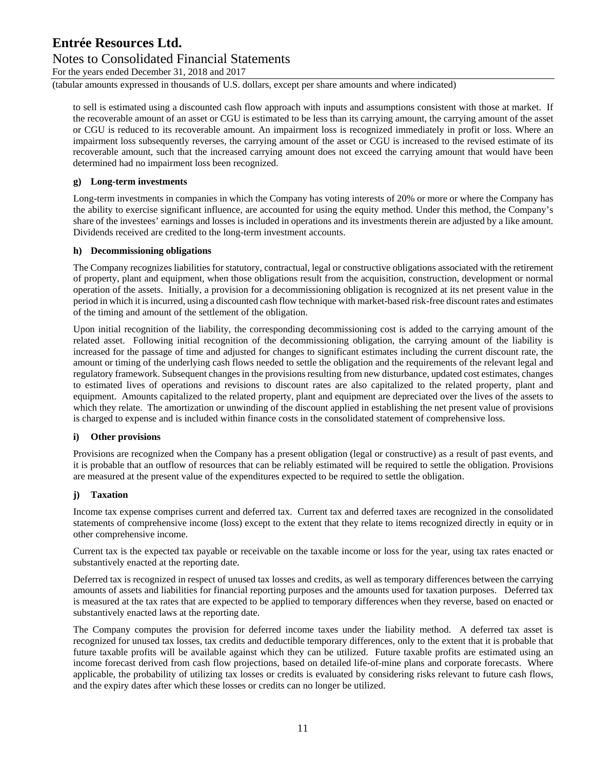to sell is estimated using a discounted cash flow approach with inputs and assumptions consistent with those at market. If the recoverable amount of an asset or CGU is estimated to be less than its carrying amount, the carrying amount of the asset or CGU is reduced to its recoverable amount. An impairment loss is recognized immediately in profit or loss. Where an impairment loss subsequently reverses, the carrying amount of the asset or CGU is increased to the revised estimate of its recoverable amount, such that the increased carrying amount does not exceed the carrying amount that would have been determined had no impairment loss been recognized.

**g) Long-term investments**

Long-term investments in companies in which the Company has voting interests of 20% or more or where the Company has the ability to exercise significant influence, are accounted for using the equity method. Under this method, the Company's share of the investees' earnings and losses is included in operations and its investments therein are adjusted by a like amount. Dividends received are credited to the long-term investment accounts.

**h) Decommissioning obligations**

The Company recognizes liabilities for statutory, contractual, legal or constructive obligations associated with the retirement of property, plant and equipment, when those obligations result from the acquisition, construction, development or normal operation of the assets. Initially, a provision for a decommissioning obligation is recognized at its net present value in the period in which it is incurred, using a discounted cash flow technique with market-based risk-free discount rates and estimates of the timing and amount of the settlement of the obligation.

Upon initial recognition of the liability, the corresponding decommissioning cost is added to the carrying amount of the related asset. Following initial recognition of the decommissioning obligation, the carrying amount of the liability is increased for the passage of time and adjusted for changes to significant estimates including the current discount rate, the amount or timing of the underlying cash flows needed to settle the obligation and the requirements of the relevant legal and regulatory framework. Subsequent changes in the provisions resulting from new disturbance, updated cost estimates, changes to estimated lives of operations and revisions to discount rates are also capitalized to the related property, plant and equipment. Amounts capitalized to the related property, plant and equipment are depreciated over the lives of the assets to which they relate. The amortization or unwinding of the discount applied in establishing the net present value of provisions is charged to expense and is included within finance costs in the consolidated statement of comprehensive loss.

**i) Other provisions**

Provisions are recognized when the Company has a present obligation (legal or constructive) as a result of past events, and it is probable that an outflow of resources that can be reliably estimated will be required to settle the obligation. Provisions are measured at the present value of the expenditures expected to be required to settle the obligation.

**j) Taxation**

Income tax expense comprises current and deferred tax. Current tax and deferred taxes are recognized in the consolidated statements of comprehensive income (loss) except to the extent that they relate to items recognized directly in equity or in other comprehensive income.

Current tax is the expected tax payable or receivable on the taxable income or loss for the year, using tax rates enacted or substantively enacted at the reporting date.

Deferred tax is recognized in respect of unused tax losses and credits, as well as temporary differences between the carrying amounts of assets and liabilities for financial reporting purposes and the amounts used for taxation purposes. Deferred tax is measured at the tax rates that are expected to be applied to temporary differences when they reverse, based on enacted or substantively enacted laws at the reporting date.

The Company computes the provision for deferred income taxes under the liability method. A deferred tax asset is recognized for unused tax losses, tax credits and deductible temporary differences, only to the extent that it is probable that future taxable profits will be available against which they can be utilized. Future taxable profits are estimated using an income forecast derived from cash flow projections, based on detailed life-of-mine plans and corporate forecasts. Where applicable, the probability of utilizing tax losses or credits is evaluated by considering risks relevant to future cash flows, and the expiry dates after which these losses or credits can no longer be utilized.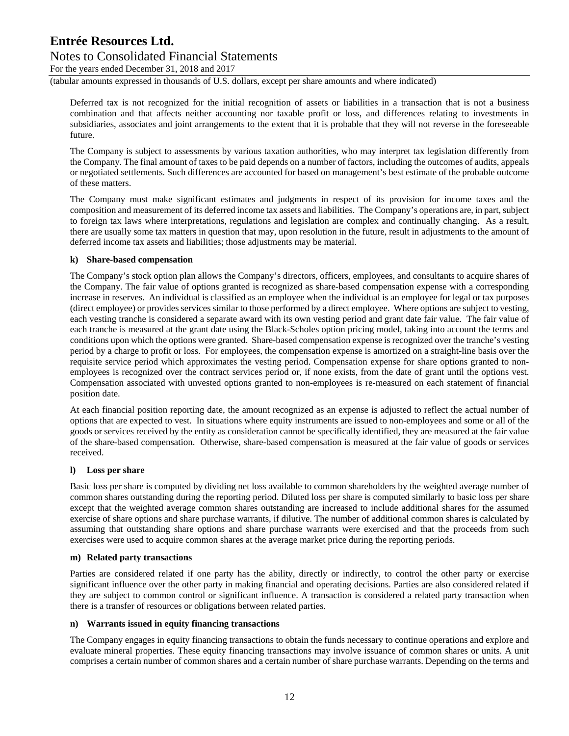Deferred tax is not recognized for the initial recognition of assets or liabilities in a transaction that is not a business combination and that affects neither accounting nor taxable profit or loss, and differences relating to investments in subsidiaries, associates and joint arrangements to the extent that it is probable that they will not reverse in the foreseeable future.

The Company is subject to assessments by various taxation authorities, who may interpret tax legislation differently from the Company. The final amount of taxes to be paid depends on a number of factors, including the outcomes of audits, appeals or negotiated settlements. Such differences are accounted for based on management's best estimate of the probable outcome of these matters.

The Company must make significant estimates and judgments in respect of its provision for income taxes and the composition and measurement of its deferred income tax assets and liabilities. The Company's operations are, in part, subject to foreign tax laws where interpretations, regulations and legislation are complex and continually changing. As a result, there are usually some tax matters in question that may, upon resolution in the future, result in adjustments to the amount of deferred income tax assets and liabilities; those adjustments may be material.

**k) Share-based compensation**

The Company's stock option plan allows the Company's directors, officers, employees, and consultants to acquire shares of the Company. The fair value of options granted is recognized as share-based compensation expense with a corresponding increase in reserves. An individual is classified as an employee when the individual is an employee for legal or tax purposes (direct employee) or provides services similar to those performed by a direct employee. Where options are subject to vesting, each vesting tranche is considered a separate award with its own vesting period and grant date fair value. The fair value of each tranche is measured at the grant date using the Black-Scholes option pricing model, taking into account the terms and conditions upon which the options were granted. Share-based compensation expense is recognized over the tranche's vesting period by a charge to profit or loss. For employees, the compensation expense is amortized on a straight-line basis over the requisite service period which approximates the vesting period. Compensation expense for share options granted to non-employees is recognized over the contract services period or, if none exists, from the date of grant until the options vest. Compensation associated with unvested options granted to non-employees is re-measured on each statement of financial position date.

At each financial position reporting date, the amount recognized as an expense is adjusted to reflect the actual number of options that are expected to vest. In situations where equity instruments are issued to non-employees and some or all of the goods or services received by the entity as consideration cannot be specifically identified, they are measured at the fair value of the share-based compensation. Otherwise, share-based compensation is measured at the fair value of goods or services received.

**l) Loss per share**

Basic loss per share is computed by dividing net loss available to common shareholders by the weighted average number of common shares outstanding during the reporting period. Diluted loss per share is computed similarly to basic loss per share except that the weighted average common shares outstanding are increased to include additional shares for the assumed exercise of share options and share purchase warrants, if dilutive. The number of additional common shares is calculated by assuming that outstanding share options and share purchase warrants were exercised and that the proceeds from such exercises were used to acquire common shares at the average market price during the reporting periods.

**m) Related party transactions**

Parties are considered related if one party has the ability, directly or indirectly, to control the other party or exercise significant influence over the other party in making financial and operating decisions. Parties are also considered related if they are subject to common control or significant influence. A transaction is considered a related party transaction when there is a transfer of resources or obligations between related parties.

**n) Warrants issued in equity financing transactions**

The Company engages in equity financing transactions to obtain the funds necessary to continue operations and explore and evaluate mineral properties. These equity financing transactions may involve issuance of common shares or units. A unit comprises a certain number of common shares and a certain number of share purchase warrants. Depending on the terms and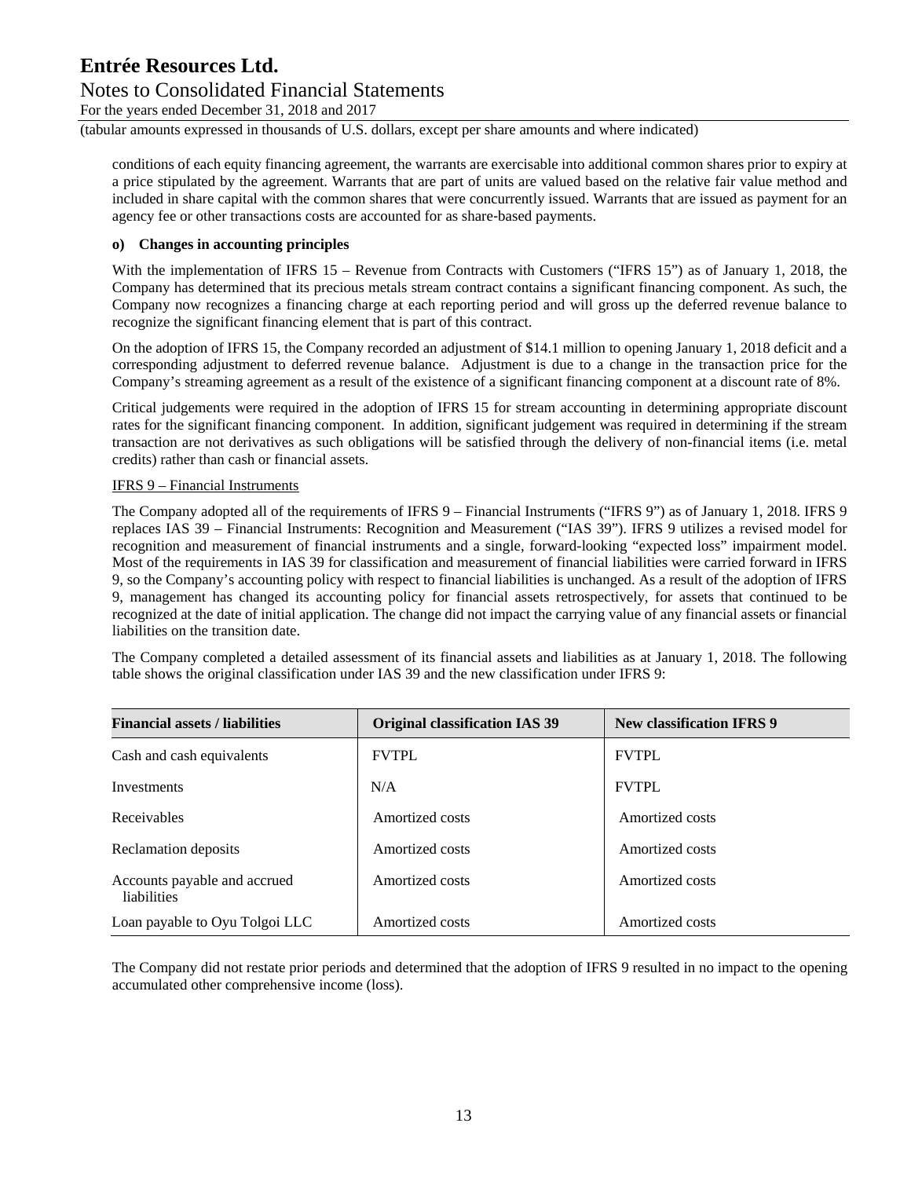conditions of each equity financing agreement, the warrants are exercisable into additional common shares prior to expiry at a price stipulated by the agreement. Warrants that are part of units are valued based on the relative fair value method and included in share capital with the common shares that were concurrently issued. Warrants that are issued as payment for an agency fee or other transactions costs are accounted for as share-based payments.

**o) Changes in accounting principles**

With the implementation of IFRS 15 – Revenue from Contracts with Customers ("IFRS 15") as of January 1, 2018, the Company has determined that its precious metals stream contract contains a significant financing component. As such, the Company now recognizes a financing charge at each reporting period and will gross up the deferred revenue balance to recognize the significant financing element that is part of this contract.

On the adoption of IFRS 15, the Company recorded an adjustment of $14.1 million to opening January 1, 2018 deficit and a corresponding adjustment to deferred revenue balance. Adjustment is due to a change in the transaction price for the Company's streaming agreement as a result of the existence of a significant financing component at a discount rate of 8%.

Critical judgements were required in the adoption of IFRS 15 for stream accounting in determining appropriate discount rates for the significant financing component. In addition, significant judgement was required in determining if the stream transaction are not derivatives as such obligations will be satisfied through the delivery of non-financial items (i.e. metal credits) rather than cash or financial assets.

IFRS 9 – Financial Instruments

The Company adopted all of the requirements of IFRS 9 – Financial Instruments ("IFRS 9") as of January 1, 2018. IFRS 9 replaces IAS 39 – Financial Instruments: Recognition and Measurement ("IAS 39"). IFRS 9 utilizes a revised model for recognition and measurement of financial instruments and a single, forward-looking "expected loss" impairment model. Most of the requirements in IAS 39 for classification and measurement of financial liabilities were carried forward in IFRS 9, so the Company's accounting policy with respect to financial liabilities is unchanged. As a result of the adoption of IFRS 9, management has changed its accounting policy for financial assets retrospectively, for assets that continued to be recognized at the date of initial application. The change did not impact the carrying value of any financial assets or financial liabilities on the transition date.

The Company completed a detailed assessment of its financial assets and liabilities as at January 1, 2018. The following table shows the original classification under IAS 39 and the new classification under IFRS 9:

| Financial assets / liabilities | Original classification IAS 39 | New classification IFRS 9 |
|---|---|---|
| Cash and cash equivalents | FVTPL | FVTPL |
| Investments | N/A | FVTPL |
| Receivables | Amortized costs | Amortized costs |
| Reclamation deposits | Amortized costs | Amortized costs |
| Accounts payable and accrued liabilities | Amortized costs | Amortized costs |
| Loan payable to Oyu Tolgoi LLC | Amortized costs | Amortized costs |

The Company did not restate prior periods and determined that the adoption of IFRS 9 resulted in no impact to the opening accumulated other comprehensive income (loss).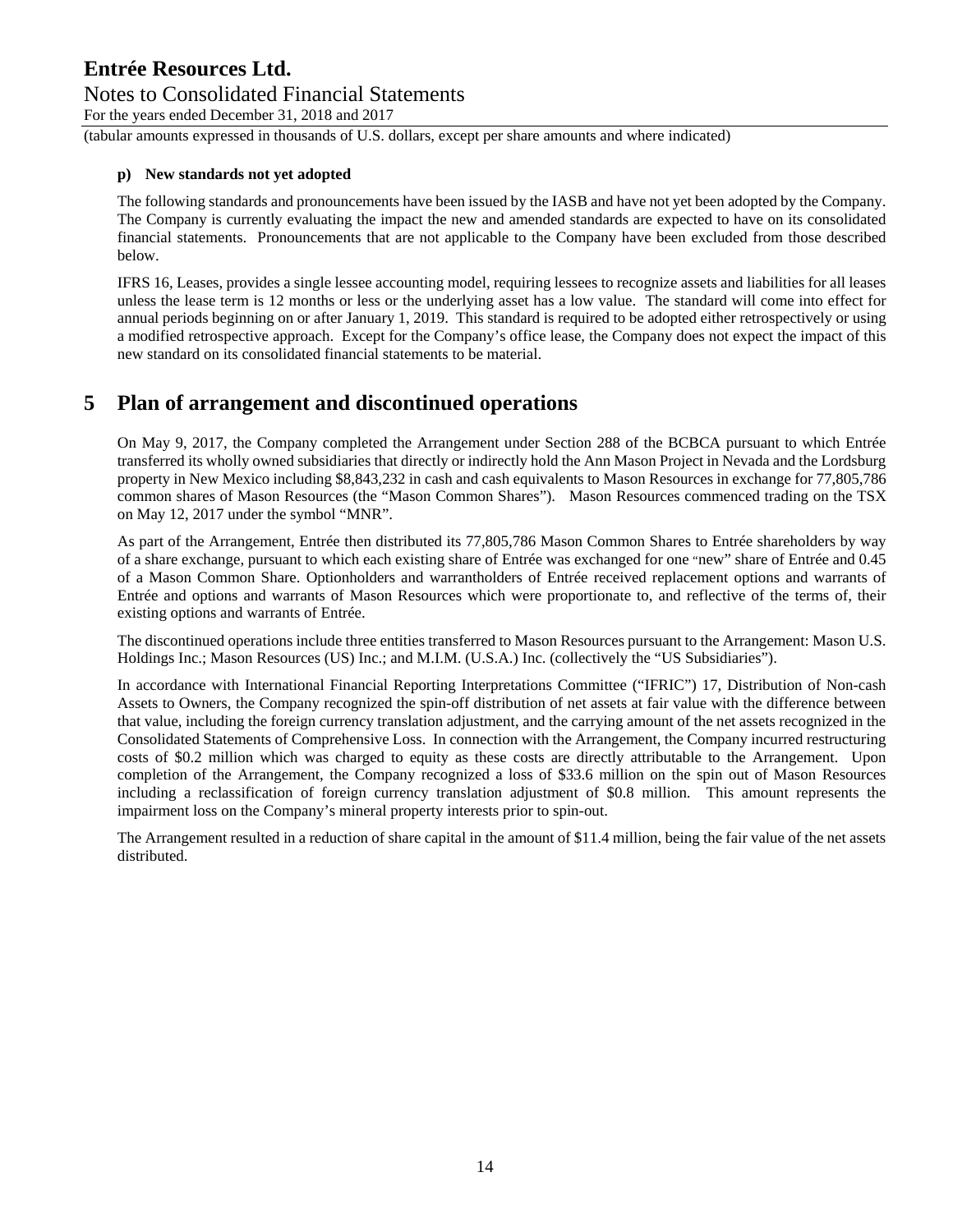**p) New standards not yet adopted**

The following standards and pronouncements have been issued by the IASB and have not yet been adopted by the Company. The Company is currently evaluating the impact the new and amended standards are expected to have on its consolidated financial statements. Pronouncements that are not applicable to the Company have been excluded from those described below.

IFRS 16, Leases, provides a single lessee accounting model, requiring lessees to recognize assets and liabilities for all leases unless the lease term is 12 months or less or the underlying asset has a low value. The standard will come into effect for annual periods beginning on or after January 1, 2019. This standard is required to be adopted either retrospectively or using a modified retrospective approach. Except for the Company's office lease, the Company does not expect the impact of this new standard on its consolidated financial statements to be material.

# 5 Plan of arrangement and discontinued operations

On May 9, 2017, the Company completed the Arrangement under Section 288 of the BCBCA pursuant to which Entrée transferred its wholly owned subsidiaries that directly or indirectly hold the Ann Mason Project in Nevada and the Lordsburg property in New Mexico including $8,843,232 in cash and cash equivalents to Mason Resources in exchange for 77,805,786 common shares of Mason Resources (the "Mason Common Shares"). Mason Resources commenced trading on the TSX on May 12, 2017 under the symbol "MNR".

As part of the Arrangement, Entrée then distributed its 77,805,786 Mason Common Shares to Entrée shareholders by way of a share exchange, pursuant to which each existing share of Entrée was exchanged for one "new" share of Entrée and 0.45 of a Mason Common Share. Optionholders and warrantholders of Entrée received replacement options and warrants of Entrée and options and warrants of Mason Resources which were proportionate to, and reflective of the terms of, their existing options and warrants of Entrée.

The discontinued operations include three entities transferred to Mason Resources pursuant to the Arrangement: Mason U.S. Holdings Inc.; Mason Resources (US) Inc.; and M.I.M. (U.S.A.) Inc. (collectively the "US Subsidiaries").

In accordance with International Financial Reporting Interpretations Committee ("IFRIC") 17, Distribution of Non-cash Assets to Owners, the Company recognized the spin-off distribution of net assets at fair value with the difference between that value, including the foreign currency translation adjustment, and the carrying amount of the net assets recognized in the Consolidated Statements of Comprehensive Loss. In connection with the Arrangement, the Company incurred restructuring costs of $0.2 million which was charged to equity as these costs are directly attributable to the Arrangement. Upon completion of the Arrangement, the Company recognized a loss of $33.6 million on the spin out of Mason Resources including a reclassification of foreign currency translation adjustment of $0.8 million. This amount represents the impairment loss on the Company's mineral property interests prior to spin-out.

The Arrangement resulted in a reduction of share capital in the amount of $11.4 million, being the fair value of the net assets distributed.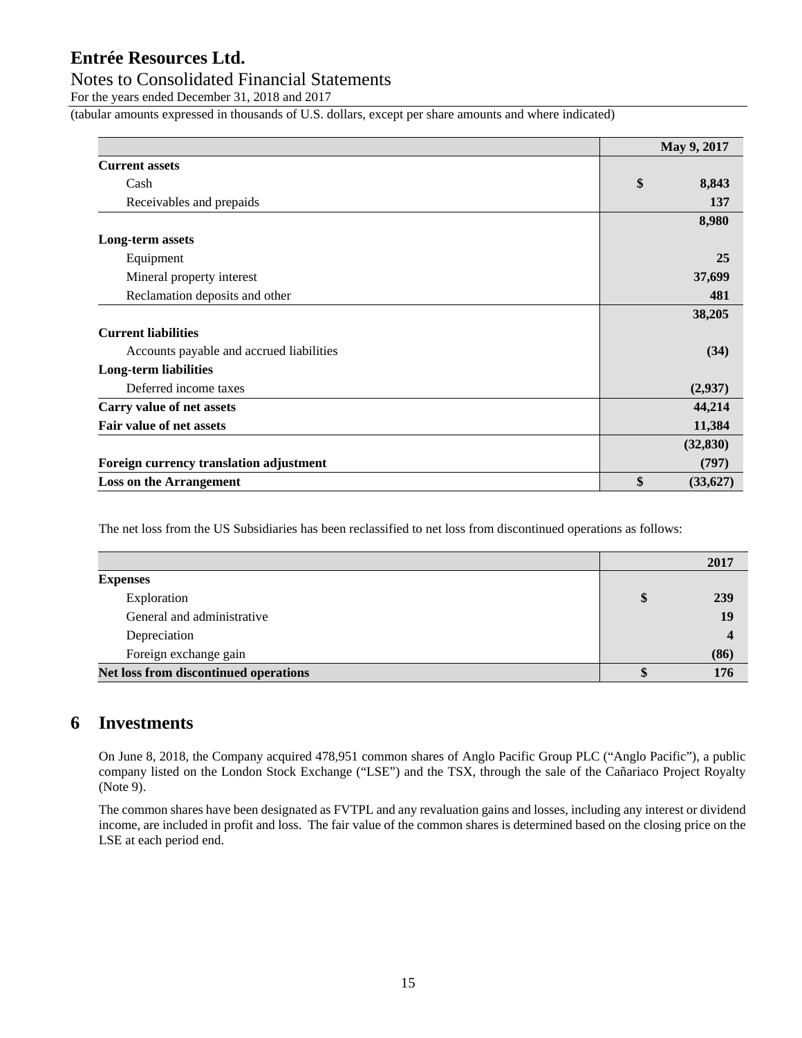| | May 9, 2017 |
|---|---|
| **Current assets** | |
| Cash | $ 8,843 |
| Receivables and prepaids | 137 |
| | 8,980 |
| **Long-term assets** | |
| Equipment | 25 |
| Mineral property interest | 37,699 |
| Reclamation deposits and other | 481 |
| | 38,205 |
| **Current liabilities** | |
| Accounts payable and accrued liabilities | (34) |
| **Long-term liabilities** | |
| Deferred income taxes | (2,937) |
| **Carry value of net assets** | 44,214 |
| **Fair value of net assets** | 11,384 |
| | (32,830) |
| **Foreign currency translation adjustment** | (797) |
| **Loss on the Arrangement** | $ (33,627) |

The net loss from the US Subsidiaries has been reclassified to net loss from discontinued operations as follows:

| | 2017 |
|---|---|
| **Expenses** | |
| Exploration | $ 239 |
| General and administrative | 19 |
| Depreciation | 4 |
| Foreign exchange gain | (86) |
| **Net loss from discontinued operations** | $ 176 |

## 6 Investments

On June 8, 2018, the Company acquired 478,951 common shares of Anglo Pacific Group PLC ("Anglo Pacific"), a public company listed on the London Stock Exchange ("LSE") and the TSX, through the sale of the Cañariaco Project Royalty (Note 9).

The common shares have been designated as FVTPL and any revaluation gains and losses, including any interest or dividend income, are included in profit and loss. The fair value of the common shares is determined based on the closing price on the LSE at each period end.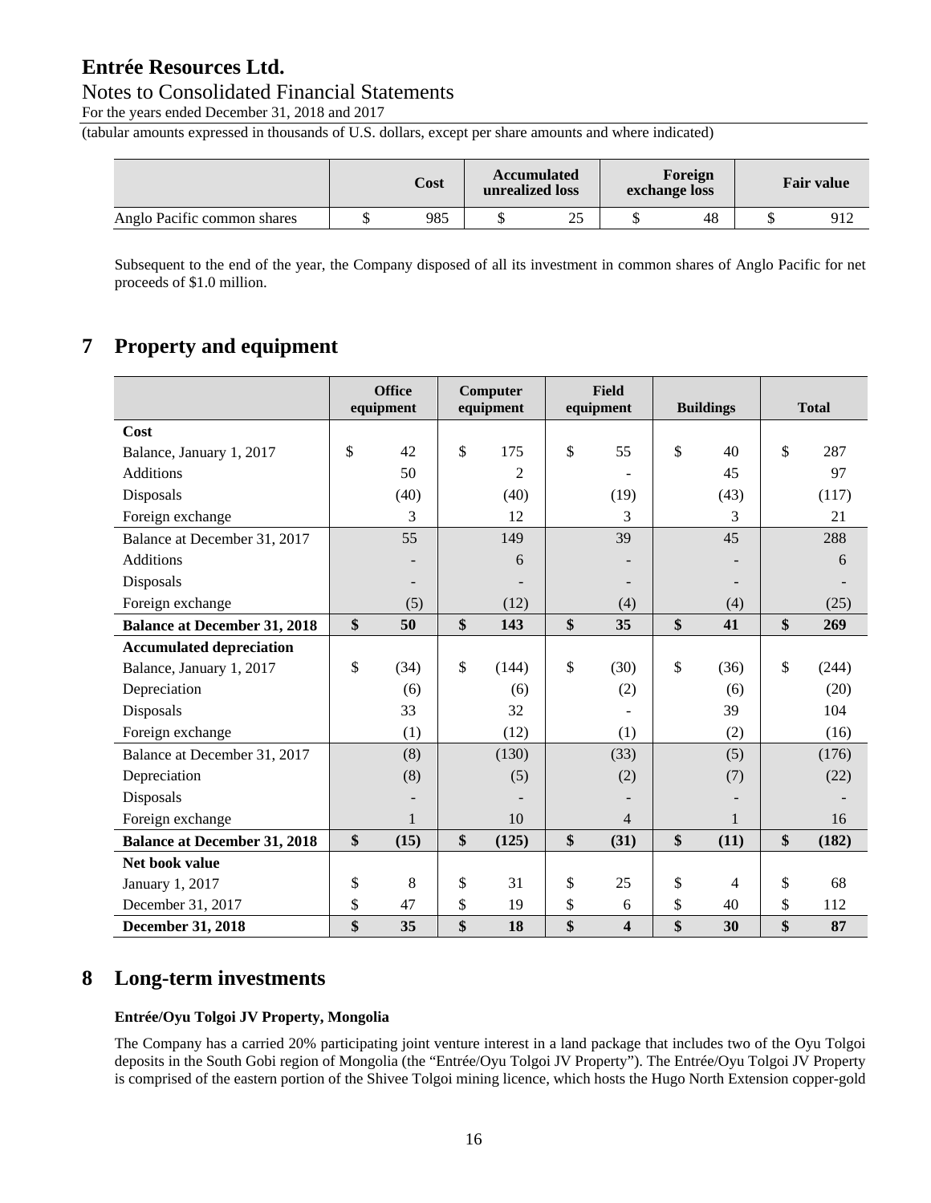|  | Cost | Accumulated unrealized loss | Foreign exchange loss | Fair value |
|---|---|---|---|---|
| Anglo Pacific common shares | $ 985 | $ 25 | $ 48 | $ 912 |

Subsequent to the end of the year, the Company disposed of all its investment in common shares of Anglo Pacific for net proceeds of $1.0 million.

## 7 Property and equipment

|  | Office equipment | Computer equipment | Field equipment | Buildings | Total |
|---|---|---|---|---|---|
| **Cost** |  |  |  |  |  |
| Balance, January 1, 2017 | $ 42 | $ 175 | $ 55 | $ 40 | $ 287 |
| Additions | 50 | 2 | - | 45 | 97 |
| Disposals | (40) | (40) | (19) | (43) | (117) |
| Foreign exchange | 3 | 12 | 3 | 3 | 21 |
| Balance at December 31, 2017 | 55 | 149 | 39 | 45 | 288 |
| Additions | - | 6 | - | - | 6 |
| Disposals | - | - | - | - | - |
| Foreign exchange | (5) | (12) | (4) | (4) | (25) |
| **Balance at December 31, 2018** | **$ 50** | **$ 143** | **$ 35** | **$ 41** | **$ 269** |
| **Accumulated depreciation** |  |  |  |  |  |
| Balance, January 1, 2017 | $ (34) | $ (144) | $ (30) | $ (36) | $ (244) |
| Depreciation | (6) | (6) | (2) | (6) | (20) |
| Disposals | 33 | 32 | - | 39 | 104 |
| Foreign exchange | (1) | (12) | (1) | (2) | (16) |
| Balance at December 31, 2017 | (8) | (130) | (33) | (5) | (176) |
| Depreciation | (8) | (5) | (2) | (7) | (22) |
| Disposals | - | - | - | - | - |
| Foreign exchange | 1 | 10 | 4 | 1 | 16 |
| **Balance at December 31, 2018** | **$ (15)** | **$ (125)** | **$ (31)** | **$ (11)** | **$ (182)** |
| **Net book value** |  |  |  |  |  |
| January 1, 2017 | $ 8 | $ 31 | $ 25 | $ 4 | $ 68 |
| December 31, 2017 | $ 47 | $ 19 | $ 6 | $ 40 | $ 112 |
| **December 31, 2018** | **$ 35** | **$ 18** | **$ 4** | **$ 30** | **$ 87** |

## 8 Long-term investments

**Entrée/Oyu Tolgoi JV Property, Mongolia**

The Company has a carried 20% participating joint venture interest in a land package that includes two of the Oyu Tolgoi deposits in the South Gobi region of Mongolia (the "Entrée/Oyu Tolgoi JV Property"). The Entrée/Oyu Tolgoi JV Property is comprised of the eastern portion of the Shivee Tolgoi mining licence, which hosts the Hugo North Extension copper-gold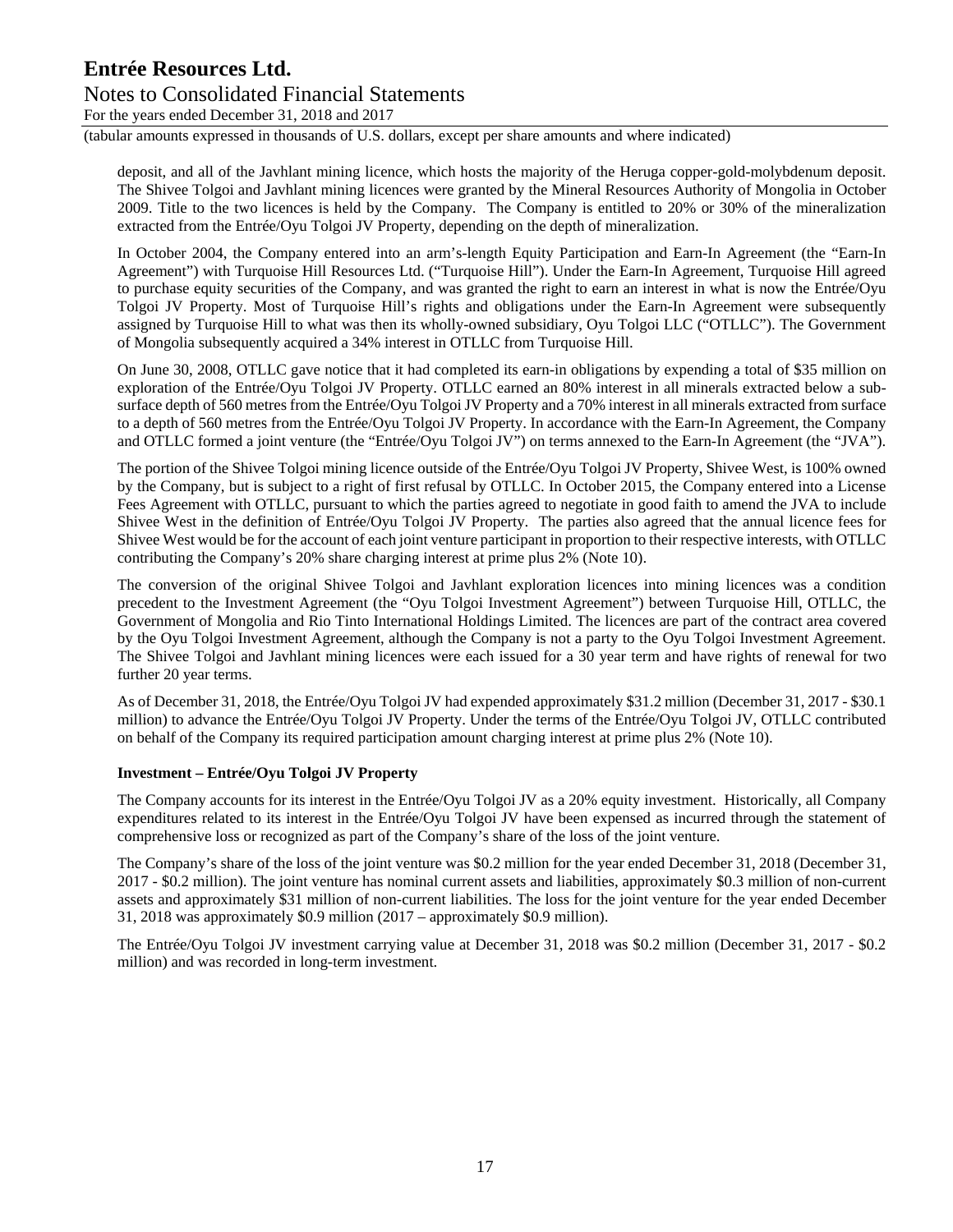deposit, and all of the Javhlant mining licence, which hosts the majority of the Heruga copper-gold-molybdenum deposit. The Shivee Tolgoi and Javhlant mining licences were granted by the Mineral Resources Authority of Mongolia in October 2009. Title to the two licences is held by the Company. The Company is entitled to 20% or 30% of the mineralization extracted from the Entrée/Oyu Tolgoi JV Property, depending on the depth of mineralization.

In October 2004, the Company entered into an arm's-length Equity Participation and Earn-In Agreement (the "Earn-In Agreement") with Turquoise Hill Resources Ltd. ("Turquoise Hill"). Under the Earn-In Agreement, Turquoise Hill agreed to purchase equity securities of the Company, and was granted the right to earn an interest in what is now the Entrée/Oyu Tolgoi JV Property. Most of Turquoise Hill's rights and obligations under the Earn-In Agreement were subsequently assigned by Turquoise Hill to what was then its wholly-owned subsidiary, Oyu Tolgoi LLC ("OTLLC"). The Government of Mongolia subsequently acquired a 34% interest in OTLLC from Turquoise Hill.

On June 30, 2008, OTLLC gave notice that it had completed its earn-in obligations by expending a total of $35 million on exploration of the Entrée/Oyu Tolgoi JV Property. OTLLC earned an 80% interest in all minerals extracted below a sub-surface depth of 560 metres from the Entrée/Oyu Tolgoi JV Property and a 70% interest in all minerals extracted from surface to a depth of 560 metres from the Entrée/Oyu Tolgoi JV Property. In accordance with the Earn-In Agreement, the Company and OTLLC formed a joint venture (the "Entrée/Oyu Tolgoi JV") on terms annexed to the Earn-In Agreement (the "JVA").

The portion of the Shivee Tolgoi mining licence outside of the Entrée/Oyu Tolgoi JV Property, Shivee West, is 100% owned by the Company, but is subject to a right of first refusal by OTLLC. In October 2015, the Company entered into a License Fees Agreement with OTLLC, pursuant to which the parties agreed to negotiate in good faith to amend the JVA to include Shivee West in the definition of Entrée/Oyu Tolgoi JV Property. The parties also agreed that the annual licence fees for Shivee West would be for the account of each joint venture participant in proportion to their respective interests, with OTLLC contributing the Company's 20% share charging interest at prime plus 2% (Note 10).

The conversion of the original Shivee Tolgoi and Javhlant exploration licences into mining licences was a condition precedent to the Investment Agreement (the "Oyu Tolgoi Investment Agreement") between Turquoise Hill, OTLLC, the Government of Mongolia and Rio Tinto International Holdings Limited. The licences are part of the contract area covered by the Oyu Tolgoi Investment Agreement, although the Company is not a party to the Oyu Tolgoi Investment Agreement. The Shivee Tolgoi and Javhlant mining licences were each issued for a 30 year term and have rights of renewal for two further 20 year terms.

As of December 31, 2018, the Entrée/Oyu Tolgoi JV had expended approximately $31.2 million (December 31, 2017 - $30.1 million) to advance the Entrée/Oyu Tolgoi JV Property. Under the terms of the Entrée/Oyu Tolgoi JV, OTLLC contributed on behalf of the Company its required participation amount charging interest at prime plus 2% (Note 10).

**Investment – Entrée/Oyu Tolgoi JV Property**

The Company accounts for its interest in the Entrée/Oyu Tolgoi JV as a 20% equity investment. Historically, all Company expenditures related to its interest in the Entrée/Oyu Tolgoi JV have been expensed as incurred through the statement of comprehensive loss or recognized as part of the Company's share of the loss of the joint venture.

The Company's share of the loss of the joint venture was $0.2 million for the year ended December 31, 2018 (December 31, 2017 - $0.2 million). The joint venture has nominal current assets and liabilities, approximately $0.3 million of non-current assets and approximately $31 million of non-current liabilities. The loss for the joint venture for the year ended December 31, 2018 was approximately $0.9 million (2017 – approximately $0.9 million).

The Entrée/Oyu Tolgoi JV investment carrying value at December 31, 2018 was $0.2 million (December 31, 2017 - $0.2 million) and was recorded in long-term investment.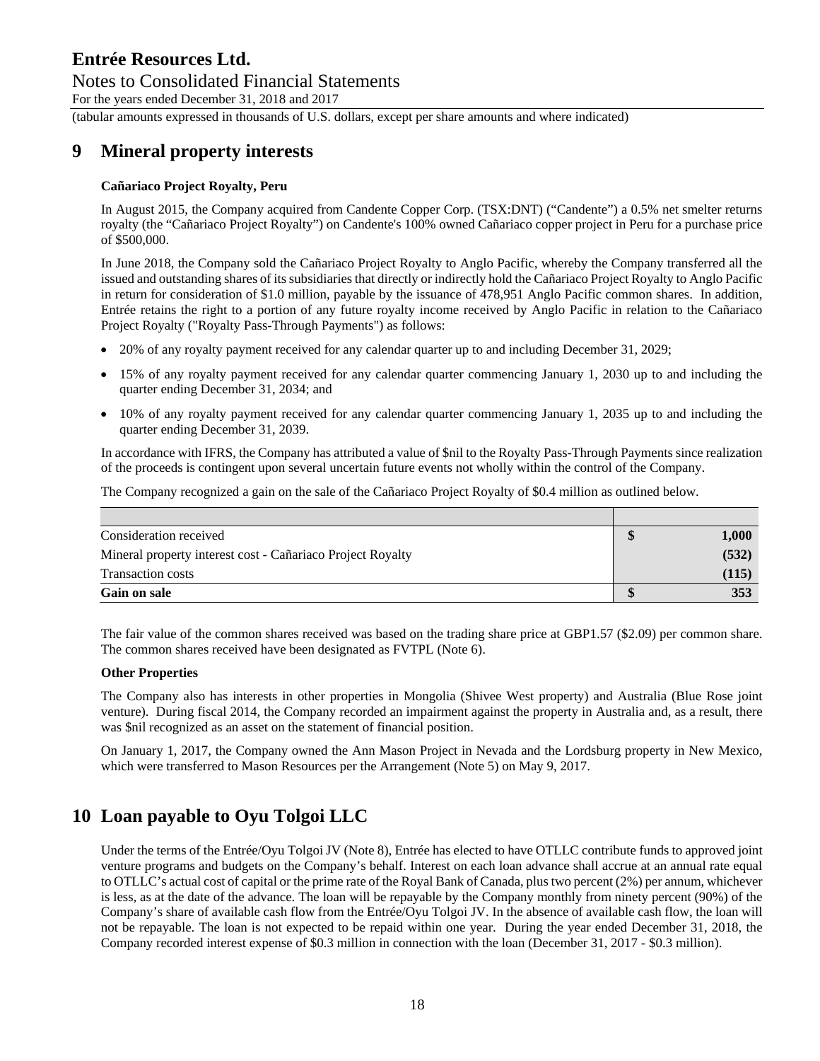# 9 Mineral property interests

**Cañariaco Project Royalty, Peru**

In August 2015, the Company acquired from Candente Copper Corp. (TSX:DNT) ("Candente") a 0.5% net smelter returns royalty (the "Cañariaco Project Royalty") on Candente's 100% owned Cañariaco copper project in Peru for a purchase price of $500,000.

In June 2018, the Company sold the Cañariaco Project Royalty to Anglo Pacific, whereby the Company transferred all the issued and outstanding shares of its subsidiaries that directly or indirectly hold the Cañariaco Project Royalty to Anglo Pacific in return for consideration of $1.0 million, payable by the issuance of 478,951 Anglo Pacific common shares. In addition, Entrée retains the right to a portion of any future royalty income received by Anglo Pacific in relation to the Cañariaco Project Royalty ("Royalty Pass-Through Payments") as follows:

- 20% of any royalty payment received for any calendar quarter up to and including December 31, 2029;
- 15% of any royalty payment received for any calendar quarter commencing January 1, 2030 up to and including the quarter ending December 31, 2034; and
- 10% of any royalty payment received for any calendar quarter commencing January 1, 2035 up to and including the quarter ending December 31, 2039.

In accordance with IFRS, the Company has attributed a value of $nil to the Royalty Pass-Through Payments since realization of the proceeds is contingent upon several uncertain future events not wholly within the control of the Company.

The Company recognized a gain on the sale of the Cañariaco Project Royalty of $0.4 million as outlined below.

| | | |
|---|---|---|
| Consideration received | $ | 1,000 |
| Mineral property interest cost - Cañariaco Project Royalty | | (532) |
| Transaction costs | | (115) |
| **Gain on sale** | **$** | **353** |

The fair value of the common shares received was based on the trading share price at GBP1.57 ($2.09) per common share. The common shares received have been designated as FVTPL (Note 6).

**Other Properties**

The Company also has interests in other properties in Mongolia (Shivee West property) and Australia (Blue Rose joint venture). During fiscal 2014, the Company recorded an impairment against the property in Australia and, as a result, there was $nil recognized as an asset on the statement of financial position.

On January 1, 2017, the Company owned the Ann Mason Project in Nevada and the Lordsburg property in New Mexico, which were transferred to Mason Resources per the Arrangement (Note 5) on May 9, 2017.

# 10 Loan payable to Oyu Tolgoi LLC

Under the terms of the Entrée/Oyu Tolgoi JV (Note 8), Entrée has elected to have OTLLC contribute funds to approved joint venture programs and budgets on the Company's behalf. Interest on each loan advance shall accrue at an annual rate equal to OTLLC's actual cost of capital or the prime rate of the Royal Bank of Canada, plus two percent (2%) per annum, whichever is less, as at the date of the advance. The loan will be repayable by the Company monthly from ninety percent (90%) of the Company's share of available cash flow from the Entrée/Oyu Tolgoi JV. In the absence of available cash flow, the loan will not be repayable. The loan is not expected to be repaid within one year. During the year ended December 31, 2018, the Company recorded interest expense of $0.3 million in connection with the loan (December 31, 2017 - $0.3 million).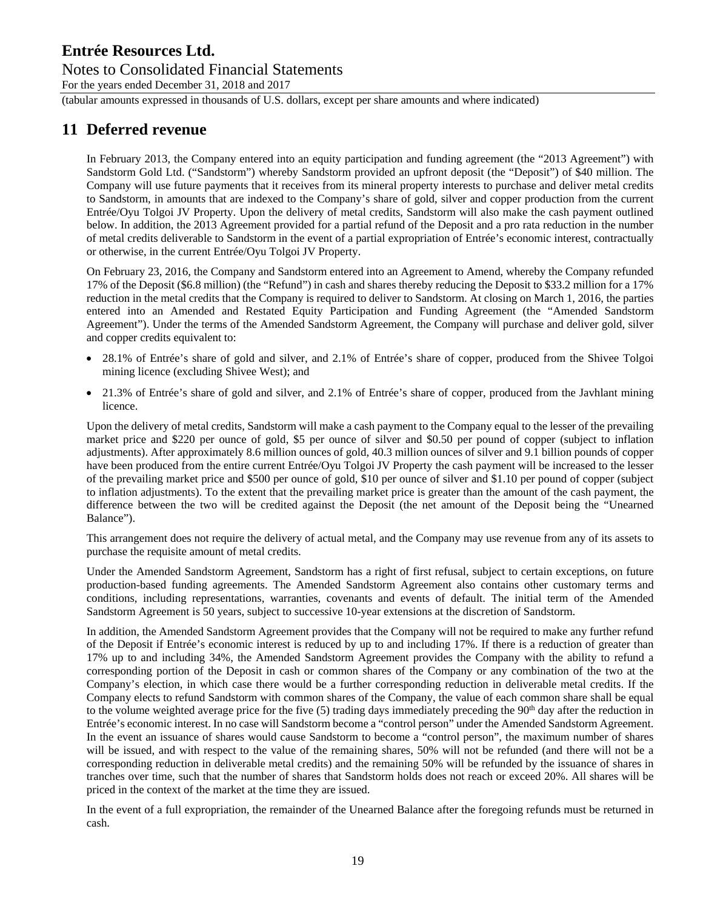## 11 Deferred revenue

In February 2013, the Company entered into an equity participation and funding agreement (the "2013 Agreement") with Sandstorm Gold Ltd. ("Sandstorm") whereby Sandstorm provided an upfront deposit (the "Deposit") of $40 million. The Company will use future payments that it receives from its mineral property interests to purchase and deliver metal credits to Sandstorm, in amounts that are indexed to the Company's share of gold, silver and copper production from the current Entrée/Oyu Tolgoi JV Property. Upon the delivery of metal credits, Sandstorm will also make the cash payment outlined below. In addition, the 2013 Agreement provided for a partial refund of the Deposit and a pro rata reduction in the number of metal credits deliverable to Sandstorm in the event of a partial expropriation of Entrée's economic interest, contractually or otherwise, in the current Entrée/Oyu Tolgoi JV Property.

On February 23, 2016, the Company and Sandstorm entered into an Agreement to Amend, whereby the Company refunded 17% of the Deposit ($6.8 million) (the "Refund") in cash and shares thereby reducing the Deposit to $33.2 million for a 17% reduction in the metal credits that the Company is required to deliver to Sandstorm. At closing on March 1, 2016, the parties entered into an Amended and Restated Equity Participation and Funding Agreement (the "Amended Sandstorm Agreement"). Under the terms of the Amended Sandstorm Agreement, the Company will purchase and deliver gold, silver and copper credits equivalent to:

- 28.1% of Entrée's share of gold and silver, and 2.1% of Entrée's share of copper, produced from the Shivee Tolgoi mining licence (excluding Shivee West); and
- 21.3% of Entrée's share of gold and silver, and 2.1% of Entrée's share of copper, produced from the Javhlant mining licence.

Upon the delivery of metal credits, Sandstorm will make a cash payment to the Company equal to the lesser of the prevailing market price and $220 per ounce of gold, $5 per ounce of silver and $0.50 per pound of copper (subject to inflation adjustments). After approximately 8.6 million ounces of gold, 40.3 million ounces of silver and 9.1 billion pounds of copper have been produced from the entire current Entrée/Oyu Tolgoi JV Property the cash payment will be increased to the lesser of the prevailing market price and $500 per ounce of gold, $10 per ounce of silver and $1.10 per pound of copper (subject to inflation adjustments). To the extent that the prevailing market price is greater than the amount of the cash payment, the difference between the two will be credited against the Deposit (the net amount of the Deposit being the "Unearned Balance").

This arrangement does not require the delivery of actual metal, and the Company may use revenue from any of its assets to purchase the requisite amount of metal credits.

Under the Amended Sandstorm Agreement, Sandstorm has a right of first refusal, subject to certain exceptions, on future production-based funding agreements. The Amended Sandstorm Agreement also contains other customary terms and conditions, including representations, warranties, covenants and events of default. The initial term of the Amended Sandstorm Agreement is 50 years, subject to successive 10-year extensions at the discretion of Sandstorm.

In addition, the Amended Sandstorm Agreement provides that the Company will not be required to make any further refund of the Deposit if Entrée's economic interest is reduced by up to and including 17%. If there is a reduction of greater than 17% up to and including 34%, the Amended Sandstorm Agreement provides the Company with the ability to refund a corresponding portion of the Deposit in cash or common shares of the Company or any combination of the two at the Company's election, in which case there would be a further corresponding reduction in deliverable metal credits. If the Company elects to refund Sandstorm with common shares of the Company, the value of each common share shall be equal to the volume weighted average price for the five (5) trading days immediately preceding the 90th day after the reduction in Entrée's economic interest. In no case will Sandstorm become a "control person" under the Amended Sandstorm Agreement. In the event an issuance of shares would cause Sandstorm to become a "control person", the maximum number of shares will be issued, and with respect to the value of the remaining shares, 50% will not be refunded (and there will not be a corresponding reduction in deliverable metal credits) and the remaining 50% will be refunded by the issuance of shares in tranches over time, such that the number of shares that Sandstorm holds does not reach or exceed 20%. All shares will be priced in the context of the market at the time they are issued.

In the event of a full expropriation, the remainder of the Unearned Balance after the foregoing refunds must be returned in cash.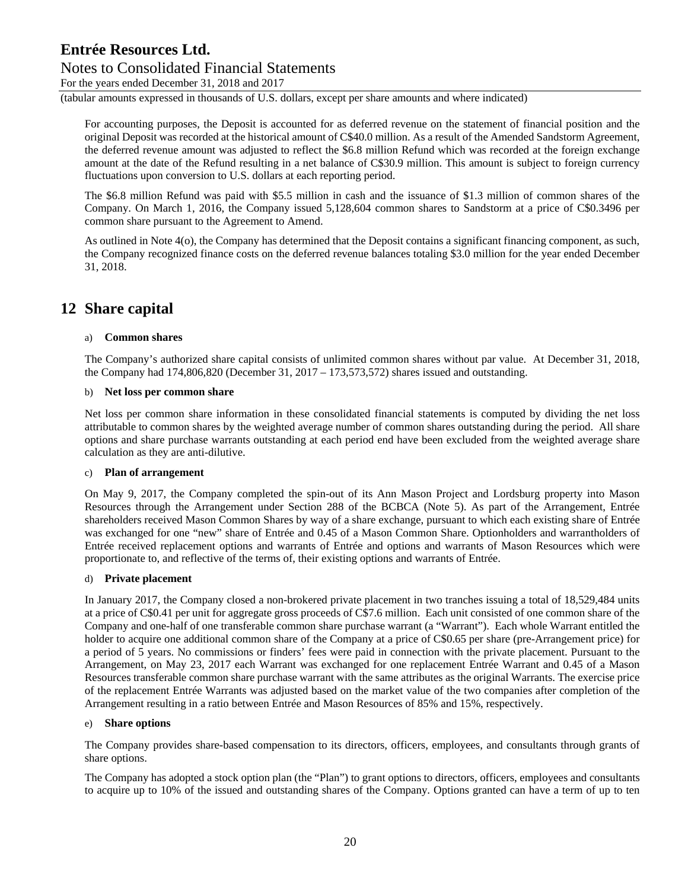For accounting purposes, the Deposit is accounted for as deferred revenue on the statement of financial position and the original Deposit was recorded at the historical amount of C$40.0 million. As a result of the Amended Sandstorm Agreement, the deferred revenue amount was adjusted to reflect the $6.8 million Refund which was recorded at the foreign exchange amount at the date of the Refund resulting in a net balance of C$30.9 million. This amount is subject to foreign currency fluctuations upon conversion to U.S. dollars at each reporting period.

The $6.8 million Refund was paid with $5.5 million in cash and the issuance of $1.3 million of common shares of the Company. On March 1, 2016, the Company issued 5,128,604 common shares to Sandstorm at a price of C$0.3496 per common share pursuant to the Agreement to Amend.

As outlined in Note 4(o), the Company has determined that the Deposit contains a significant financing component, as such, the Company recognized finance costs on the deferred revenue balances totaling $3.0 million for the year ended December 31, 2018.

## 12 Share capital

### a) Common shares

The Company's authorized share capital consists of unlimited common shares without par value. At December 31, 2018, the Company had 174,806,820 (December 31, 2017 – 173,573,572) shares issued and outstanding.

### b) Net loss per common share

Net loss per common share information in these consolidated financial statements is computed by dividing the net loss attributable to common shares by the weighted average number of common shares outstanding during the period. All share options and share purchase warrants outstanding at each period end have been excluded from the weighted average share calculation as they are anti-dilutive.

### c) Plan of arrangement

On May 9, 2017, the Company completed the spin-out of its Ann Mason Project and Lordsburg property into Mason Resources through the Arrangement under Section 288 of the BCBCA (Note 5). As part of the Arrangement, Entrée shareholders received Mason Common Shares by way of a share exchange, pursuant to which each existing share of Entrée was exchanged for one "new" share of Entrée and 0.45 of a Mason Common Share. Optionholders and warrantholders of Entrée received replacement options and warrants of Entrée and options and warrants of Mason Resources which were proportionate to, and reflective of the terms of, their existing options and warrants of Entrée.

### d) Private placement

In January 2017, the Company closed a non-brokered private placement in two tranches issuing a total of 18,529,484 units at a price of C$0.41 per unit for aggregate gross proceeds of C$7.6 million. Each unit consisted of one common share of the Company and one-half of one transferable common share purchase warrant (a "Warrant"). Each whole Warrant entitled the holder to acquire one additional common share of the Company at a price of C$0.65 per share (pre-Arrangement price) for a period of 5 years. No commissions or finders' fees were paid in connection with the private placement. Pursuant to the Arrangement, on May 23, 2017 each Warrant was exchanged for one replacement Entrée Warrant and 0.45 of a Mason Resources transferable common share purchase warrant with the same attributes as the original Warrants. The exercise price of the replacement Entrée Warrants was adjusted based on the market value of the two companies after completion of the Arrangement resulting in a ratio between Entrée and Mason Resources of 85% and 15%, respectively.

### e) Share options

The Company provides share-based compensation to its directors, officers, employees, and consultants through grants of share options.

The Company has adopted a stock option plan (the "Plan") to grant options to directors, officers, employees and consultants to acquire up to 10% of the issued and outstanding shares of the Company. Options granted can have a term of up to ten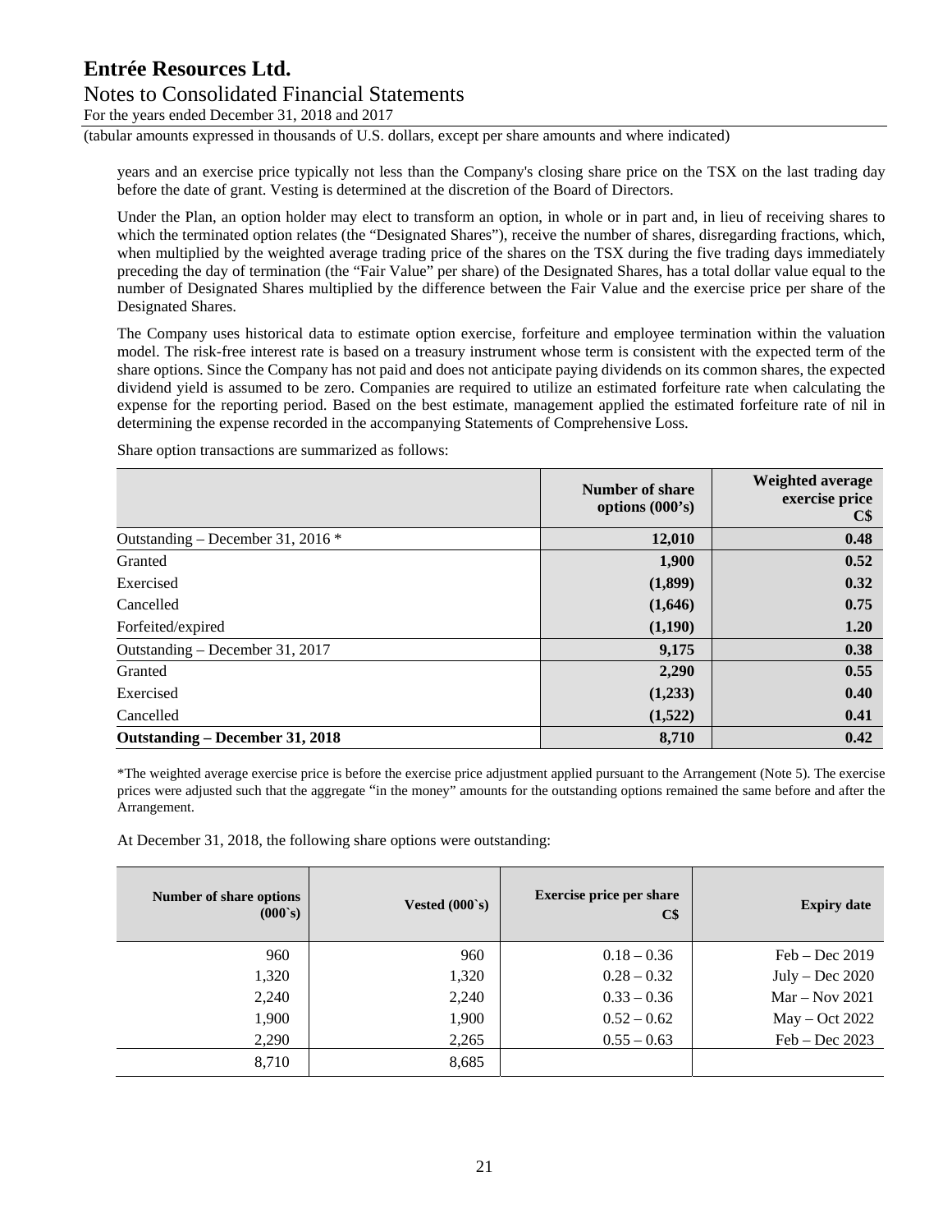years and an exercise price typically not less than the Company's closing share price on the TSX on the last trading day before the date of grant. Vesting is determined at the discretion of the Board of Directors.

Under the Plan, an option holder may elect to transform an option, in whole or in part and, in lieu of receiving shares to which the terminated option relates (the "Designated Shares"), receive the number of shares, disregarding fractions, which, when multiplied by the weighted average trading price of the shares on the TSX during the five trading days immediately preceding the day of termination (the "Fair Value" per share) of the Designated Shares, has a total dollar value equal to the number of Designated Shares multiplied by the difference between the Fair Value and the exercise price per share of the Designated Shares.

The Company uses historical data to estimate option exercise, forfeiture and employee termination within the valuation model. The risk-free interest rate is based on a treasury instrument whose term is consistent with the expected term of the share options. Since the Company has not paid and does not anticipate paying dividends on its common shares, the expected dividend yield is assumed to be zero. Companies are required to utilize an estimated forfeiture rate when calculating the expense for the reporting period. Based on the best estimate, management applied the estimated forfeiture rate of nil in determining the expense recorded in the accompanying Statements of Comprehensive Loss.

Share option transactions are summarized as follows:

| | Number of share options (000's) | Weighted average exercise price C$ |
|---|---|---|
| Outstanding – December 31, 2016 * | **12,010** | **0.48** |
| Granted | **1,900** | **0.52** |
| Exercised | **(1,899)** | **0.32** |
| Cancelled | **(1,646)** | **0.75** |
| Forfeited/expired | **(1,190)** | **1.20** |
| Outstanding – December 31, 2017 | **9,175** | **0.38** |
| Granted | **2,290** | **0.55** |
| Exercised | **(1,233)** | **0.40** |
| Cancelled | **(1,522)** | **0.41** |
| **Outstanding – December 31, 2018** | **8,710** | **0.42** |

*The weighted average exercise price is before the exercise price adjustment applied pursuant to the Arrangement (Note 5). The exercise prices were adjusted such that the aggregate "in the money" amounts for the outstanding options remained the same before and after the Arrangement.

At December 31, 2018, the following share options were outstanding:

| Number of share options (000`s) | Vested (000`s) | Exercise price per share C$ | Expiry date |
|---|---|---|---|
| 960 | 960 | 0.18 – 0.36 | Feb – Dec 2019 |
| 1,320 | 1,320 | 0.28 – 0.32 | July – Dec 2020 |
| 2,240 | 2,240 | 0.33 – 0.36 | Mar – Nov 2021 |
| 1,900 | 1,900 | 0.52 – 0.62 | May – Oct 2022 |
| 2,290 | 2,265 | 0.55 – 0.63 | Feb – Dec 2023 |
| 8,710 | 8,685 | | |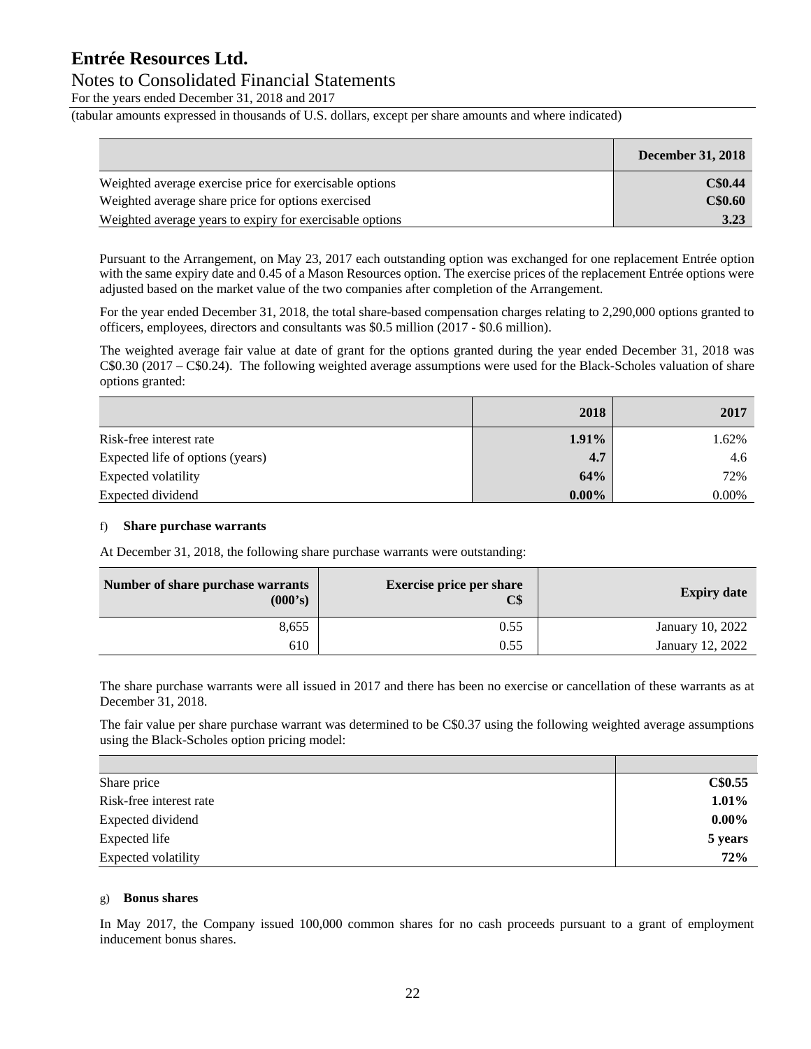| | December 31, 2018 |
|---|---|
| Weighted average exercise price for exercisable options | **C$0.44** |
| Weighted average share price for options exercised | **C$0.60** |
| Weighted average years to expiry for exercisable options | **3.23** |

Pursuant to the Arrangement, on May 23, 2017 each outstanding option was exchanged for one replacement Entrée option with the same expiry date and 0.45 of a Mason Resources option. The exercise prices of the replacement Entrée options were adjusted based on the market value of the two companies after completion of the Arrangement.

For the year ended December 31, 2018, the total share-based compensation charges relating to 2,290,000 options granted to officers, employees, directors and consultants was $0.5 million (2017 - $0.6 million).

The weighted average fair value at date of grant for the options granted during the year ended December 31, 2018 was C$0.30 (2017 – C$0.24). The following weighted average assumptions were used for the Black-Scholes valuation of share options granted:

| | 2018 | 2017 |
|---|---|---|
| Risk-free interest rate | **1.91%** | 1.62% |
| Expected life of options (years) | **4.7** | 4.6 |
| Expected volatility | **64%** | 72% |
| Expected dividend | **0.00%** | 0.00% |

f) **Share purchase warrants**

At December 31, 2018, the following share purchase warrants were outstanding:

| Number of share purchase warrants (000's) | Exercise price per share C$ | Expiry date |
|---|---|---|
| 8,655 | 0.55 | January 10, 2022 |
| 610 | 0.55 | January 12, 2022 |

The share purchase warrants were all issued in 2017 and there has been no exercise or cancellation of these warrants as at December 31, 2018.

The fair value per share purchase warrant was determined to be C$0.37 using the following weighted average assumptions using the Black-Scholes option pricing model:

| | |
|---|---|
| Share price | **C$0.55** |
| Risk-free interest rate | **1.01%** |
| Expected dividend | **0.00%** |
| Expected life | **5 years** |
| Expected volatility | **72%** |

g) **Bonus shares**

In May 2017, the Company issued 100,000 common shares for no cash proceeds pursuant to a grant of employment inducement bonus shares.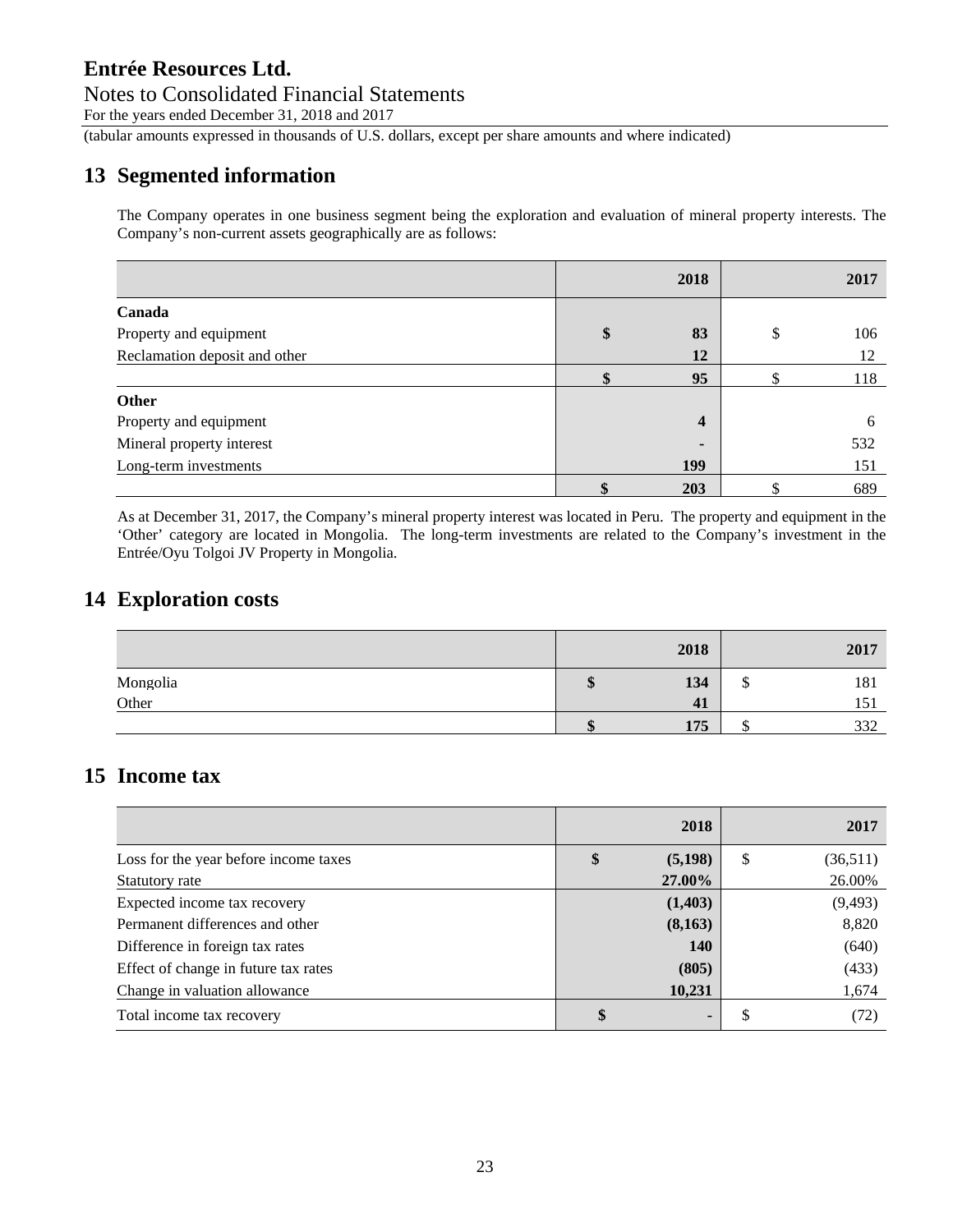# Entrée Resources Ltd.

Notes to Consolidated Financial Statements

For the years ended December 31, 2018 and 2017

(tabular amounts expressed in thousands of U.S. dollars, except per share amounts and where indicated)

## 13 Segmented information

The Company operates in one business segment being the exploration and evaluation of mineral property interests. The Company's non-current assets geographically are as follows:

| | 2018 | 2017 |
|---|---|---|
| **Canada** | | |
| Property and equipment | **$ 83** | $ 106 |
| Reclamation deposit and other | **12** | 12 |
| | **$ 95** | $ 118 |
| **Other** | | |
| Property and equipment | **4** | 6 |
| Mineral property interest | **-** | 532 |
| Long-term investments | **199** | 151 |
| | **$ 203** | $ 689 |

As at December 31, 2017, the Company's mineral property interest was located in Peru. The property and equipment in the 'Other' category are located in Mongolia. The long-term investments are related to the Company's investment in the Entrée/Oyu Tolgoi JV Property in Mongolia.

## 14 Exploration costs

| | 2018 | 2017 |
|---|---|---|
| Mongolia | **$ 134** | $ 181 |
| Other | **41** | 151 |
| | **$ 175** | $ 332 |

## 15 Income tax

| | 2018 | 2017 |
|---|---|---|
| Loss for the year before income taxes | **$ (5,198)** | $ (36,511) |
| Statutory rate | **27.00%** | 26.00% |
| Expected income tax recovery | **(1,403)** | (9,493) |
| Permanent differences and other | **(8,163)** | 8,820 |
| Difference in foreign tax rates | **140** | (640) |
| Effect of change in future tax rates | **(805)** | (433) |
| Change in valuation allowance | **10,231** | 1,674 |
| Total income tax recovery | **$ -** | $ (72) |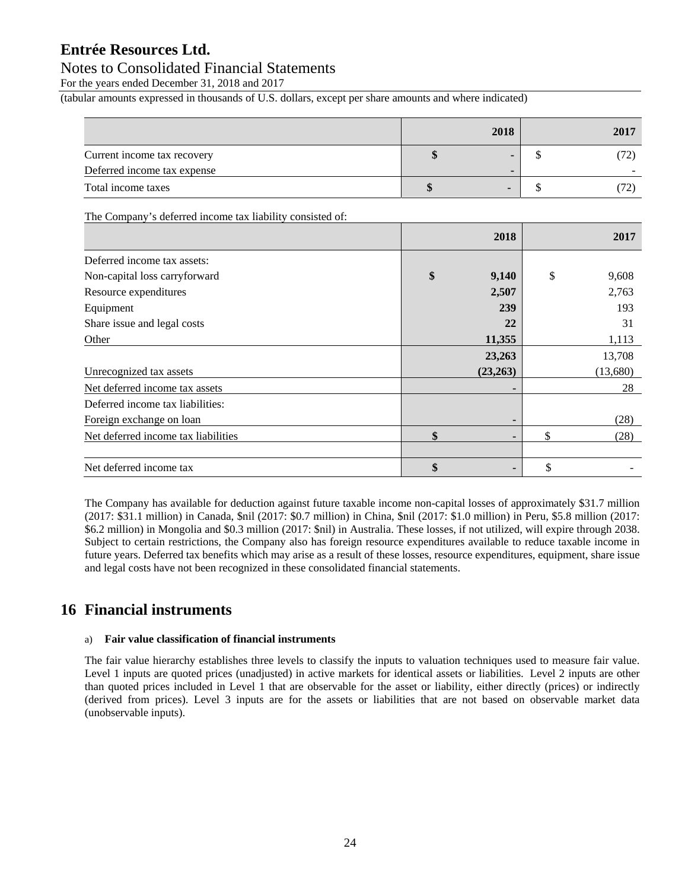|  | 2018 | 2017 |
| --- | --- | --- |
| Current income tax recovery | **$ -** | $ (72) |
| Deferred income tax expense | **-** | - |
| Total income taxes | **$ -** | $ (72) |

The Company's deferred income tax liability consisted of:

|  | 2018 | 2017 |
| --- | --- | --- |
| Deferred income tax assets: |  |  |
| Non-capital loss carryforward | **$ 9,140** | $ 9,608 |
| Resource expenditures | **2,507** | 2,763 |
| Equipment | **239** | 193 |
| Share issue and legal costs | **22** | 31 |
| Other | **11,355** | 1,113 |
|  | **23,263** | 13,708 |
| Unrecognized tax assets | **(23,263)** | (13,680) |
| Net deferred income tax assets | **-** | 28 |
| Deferred income tax liabilities: |  |  |
| Foreign exchange on loan | **-** | (28) |
| Net deferred income tax liabilities | **$ -** | $ (28) |
|  |  |  |
| Net deferred income tax | **$ -** | $ - |

The Company has available for deduction against future taxable income non-capital losses of approximately $31.7 million (2017: $31.1 million) in Canada, $nil (2017: $0.7 million) in China, $nil (2017: $1.0 million) in Peru, $5.8 million (2017: $6.2 million) in Mongolia and $0.3 million (2017: $nil) in Australia. These losses, if not utilized, will expire through 2038. Subject to certain restrictions, the Company also has foreign resource expenditures available to reduce taxable income in future years. Deferred tax benefits which may arise as a result of these losses, resource expenditures, equipment, share issue and legal costs have not been recognized in these consolidated financial statements.

# 16 Financial instruments

a) **Fair value classification of financial instruments**

The fair value hierarchy establishes three levels to classify the inputs to valuation techniques used to measure fair value. Level 1 inputs are quoted prices (unadjusted) in active markets for identical assets or liabilities. Level 2 inputs are other than quoted prices included in Level 1 that are observable for the asset or liability, either directly (prices) or indirectly (derived from prices). Level 3 inputs are for the assets or liabilities that are not based on observable market data (unobservable inputs).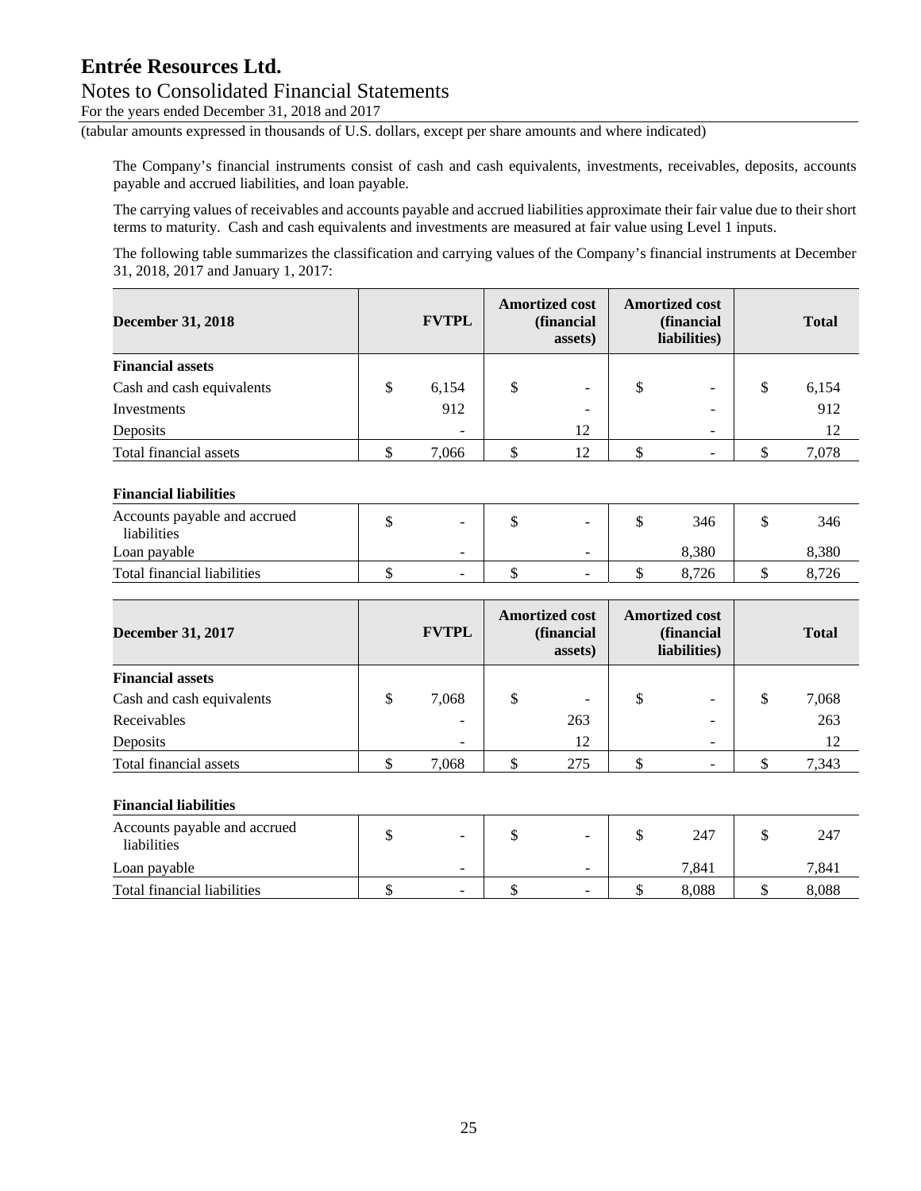The Company's financial instruments consist of cash and cash equivalents, investments, receivables, deposits, accounts payable and accrued liabilities, and loan payable.

The carrying values of receivables and accounts payable and accrued liabilities approximate their fair value due to their short terms to maturity. Cash and cash equivalents and investments are measured at fair value using Level 1 inputs.

The following table summarizes the classification and carrying values of the Company's financial instruments at December 31, 2018, 2017 and January 1, 2017:

| December 31, 2018 | FVTPL | Amortized cost (financial assets) | Amortized cost (financial liabilities) | Total |
|---|---|---|---|---|
| **Financial assets** | | | | |
| Cash and cash equivalents | $ 6,154 | $ - | $ - | $ 6,154 |
| Investments | 912 | - | - | 912 |
| Deposits | - | 12 | - | 12 |
| Total financial assets | $ 7,066 | $ 12 | $ - | $ 7,078 |
| **Financial liabilities** | | | | |
| Accounts payable and accrued liabilities | $ - | $ - | $ 346 | $ 346 |
| Loan payable | - | - | 8,380 | 8,380 |
| Total financial liabilities | $ - | $ - | $ 8,726 | $ 8,726 |

| December 31, 2017 | FVTPL | Amortized cost (financial assets) | Amortized cost (financial liabilities) | Total |
|---|---|---|---|---|
| **Financial assets** | | | | |
| Cash and cash equivalents | $ 7,068 | $ - | $ - | $ 7,068 |
| Receivables | - | 263 | - | 263 |
| Deposits | - | 12 | - | 12 |
| Total financial assets | $ 7,068 | $ 275 | $ - | $ 7,343 |
| **Financial liabilities** | | | | |
| Accounts payable and accrued liabilities | $ - | $ - | $ 247 | $ 247 |
| Loan payable | - | - | 7,841 | 7,841 |
| Total financial liabilities | $ - | $ - | $ 8,088 | $ 8,088 |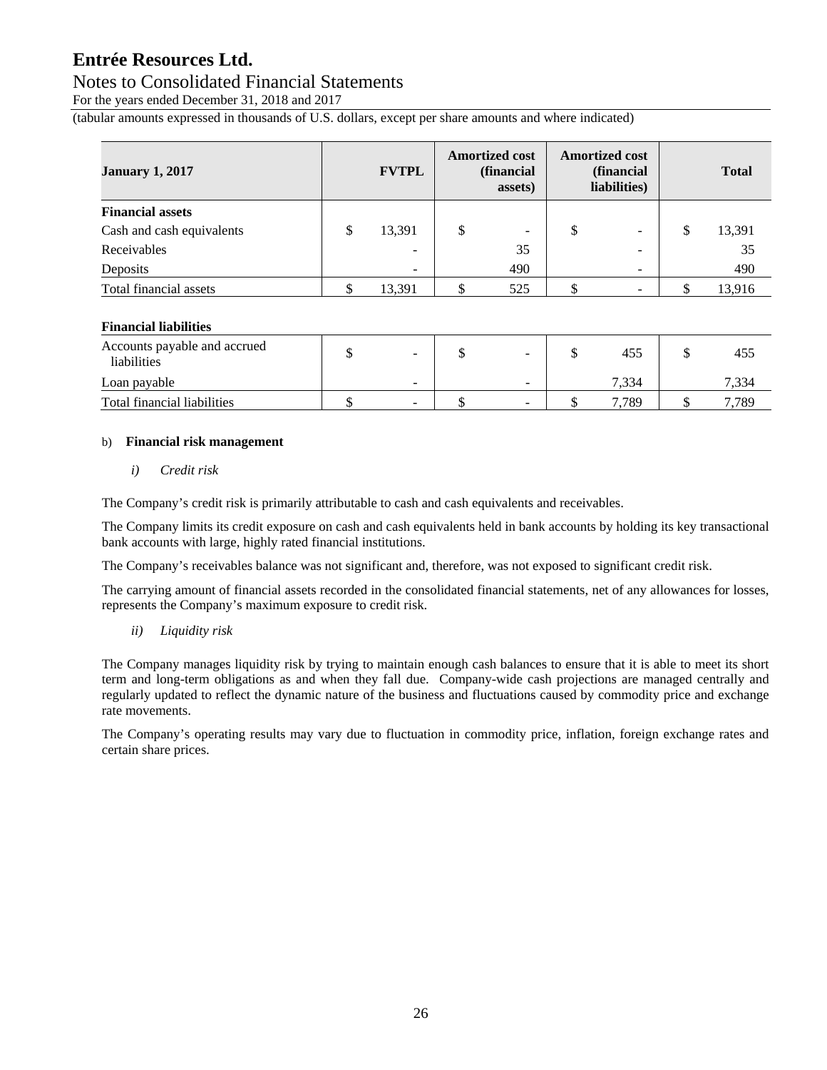# Entrée Resources Ltd.

## Notes to Consolidated Financial Statements

For the years ended December 31, 2018 and 2017

(tabular amounts expressed in thousands of U.S. dollars, except per share amounts and where indicated)

| January 1, 2017 | FVTPL | Amortized cost (financial assets) | Amortized cost (financial liabilities) | Total |
|---|---|---|---|---|
| **Financial assets** | | | | |
| Cash and cash equivalents | $ 13,391 | $ - | $ - | $ 13,391 |
| Receivables | - | 35 | - | 35 |
| Deposits | - | 490 | - | 490 |
| Total financial assets | $ 13,391 | $ 525 | $ - | $ 13,916 |
| | | | | |
| **Financial liabilities** | | | | |
| Accounts payable and accrued liabilities | $ - | $ - | $ 455 | $ 455 |
| Loan payable | - | - | 7,334 | 7,334 |
| Total financial liabilities | $ - | $ - | $ 7,789 | $ 7,789 |

b) **Financial risk management**

*i) Credit risk*

The Company's credit risk is primarily attributable to cash and cash equivalents and receivables.

The Company limits its credit exposure on cash and cash equivalents held in bank accounts by holding its key transactional bank accounts with large, highly rated financial institutions.

The Company's receivables balance was not significant and, therefore, was not exposed to significant credit risk.

The carrying amount of financial assets recorded in the consolidated financial statements, net of any allowances for losses, represents the Company's maximum exposure to credit risk.

*ii) Liquidity risk*

The Company manages liquidity risk by trying to maintain enough cash balances to ensure that it is able to meet its short term and long-term obligations as and when they fall due. Company-wide cash projections are managed centrally and regularly updated to reflect the dynamic nature of the business and fluctuations caused by commodity price and exchange rate movements.

The Company's operating results may vary due to fluctuation in commodity price, inflation, foreign exchange rates and certain share prices.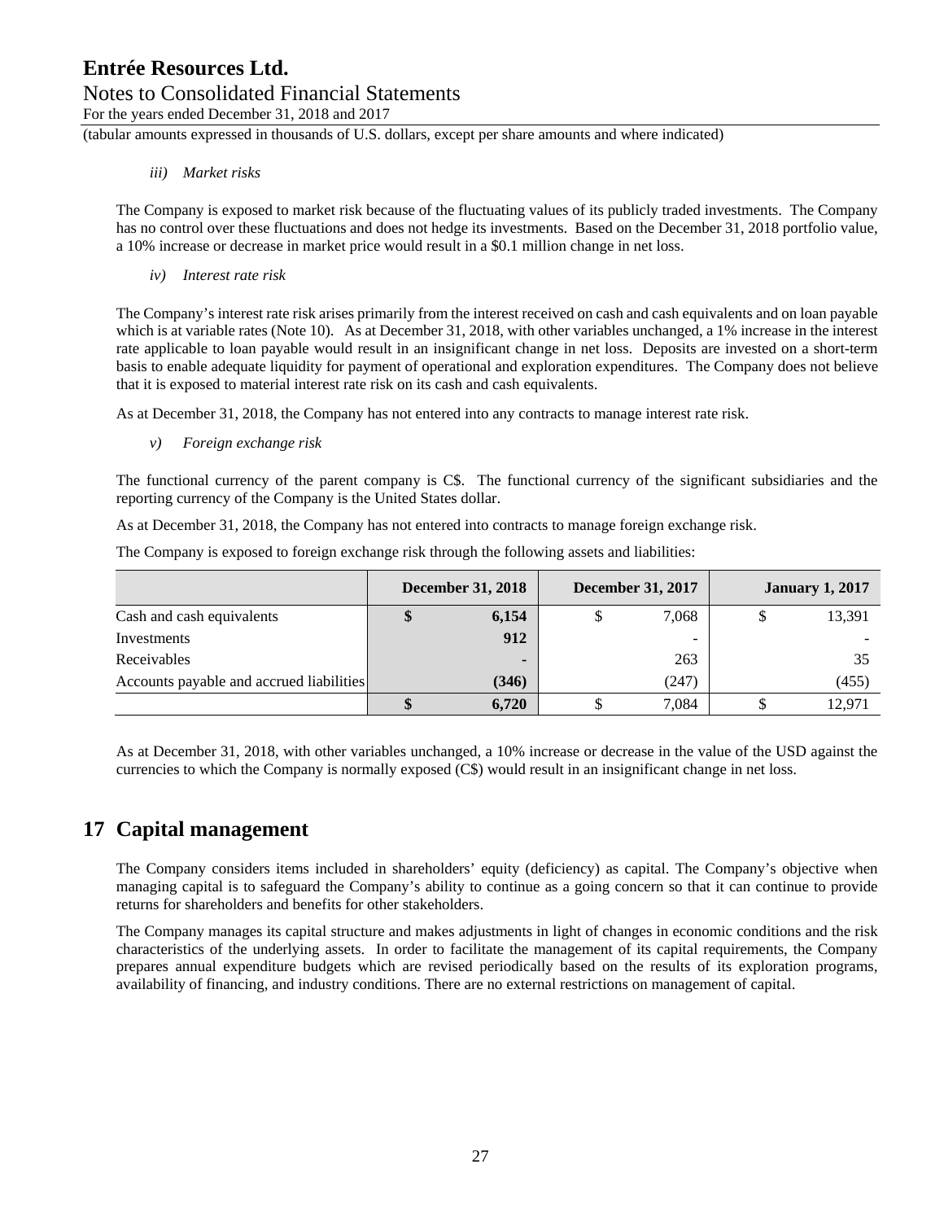*iii) Market risks*

The Company is exposed to market risk because of the fluctuating values of its publicly traded investments. The Company has no control over these fluctuations and does not hedge its investments. Based on the December 31, 2018 portfolio value, a 10% increase or decrease in market price would result in a $0.1 million change in net loss.

*iv) Interest rate risk*

The Company's interest rate risk arises primarily from the interest received on cash and cash equivalents and on loan payable which is at variable rates (Note 10). As at December 31, 2018, with other variables unchanged, a 1% increase in the interest rate applicable to loan payable would result in an insignificant change in net loss. Deposits are invested on a short-term basis to enable adequate liquidity for payment of operational and exploration expenditures. The Company does not believe that it is exposed to material interest rate risk on its cash and cash equivalents.

As at December 31, 2018, the Company has not entered into any contracts to manage interest rate risk.

*v) Foreign exchange risk*

The functional currency of the parent company is C$. The functional currency of the significant subsidiaries and the reporting currency of the Company is the United States dollar.

As at December 31, 2018, the Company has not entered into contracts to manage foreign exchange risk.

The Company is exposed to foreign exchange risk through the following assets and liabilities:

| | December 31, 2018 | December 31, 2017 | January 1, 2017 |
|---|---|---|---|
| Cash and cash equivalents | **$ 6,154** | $ 7,068 | $ 13,391 |
| Investments | **912** | - | - |
| Receivables | **-** | 263 | 35 |
| Accounts payable and accrued liabilities | **(346)** | (247) | (455) |
| | **$ 6,720** | $ 7,084 | $ 12,971 |

As at December 31, 2018, with other variables unchanged, a 10% increase or decrease in the value of the USD against the currencies to which the Company is normally exposed (C$) would result in an insignificant change in net loss.

## 17 Capital management

The Company considers items included in shareholders' equity (deficiency) as capital. The Company's objective when managing capital is to safeguard the Company's ability to continue as a going concern so that it can continue to provide returns for shareholders and benefits for other stakeholders.

The Company manages its capital structure and makes adjustments in light of changes in economic conditions and the risk characteristics of the underlying assets. In order to facilitate the management of its capital requirements, the Company prepares annual expenditure budgets which are revised periodically based on the results of its exploration programs, availability of financing, and industry conditions. There are no external restrictions on management of capital.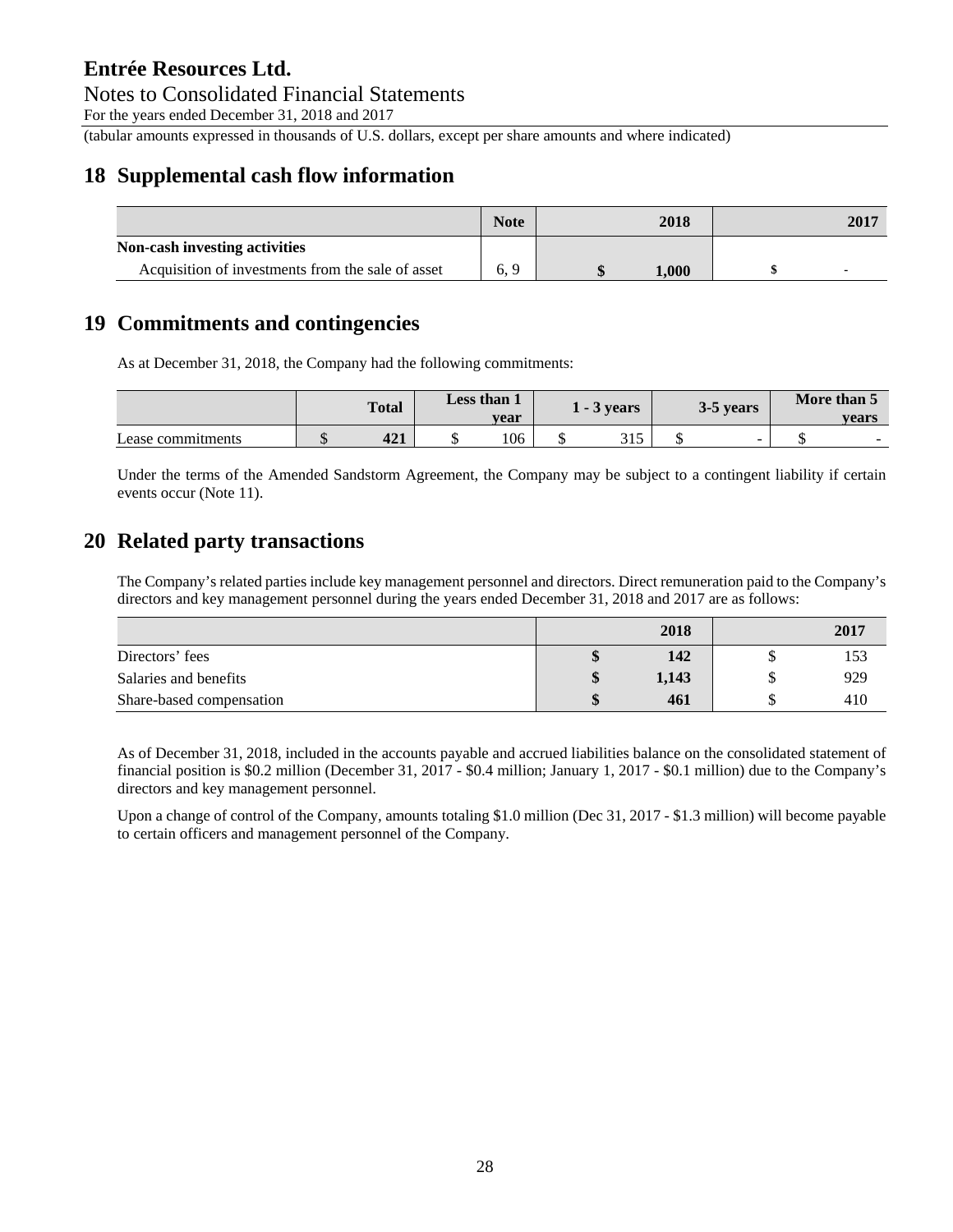## 18 Supplemental cash flow information

| | Note | 2018 | 2017 |
|---|---|---|---|
| **Non-cash investing activities** | | | |
| Acquisition of investments from the sale of asset | 6, 9 | **$ 1,000** | $ - |

## 19 Commitments and contingencies

As at December 31, 2018, the Company had the following commitments:

| | Total | Less than 1 year | 1 - 3 years | 3-5 years | More than 5 years |
|---|---|---|---|---|---|
| Lease commitments | $ **421** | $ 106 | $ 315 | $ - | $ - |

Under the terms of the Amended Sandstorm Agreement, the Company may be subject to a contingent liability if certain events occur (Note 11).

## 20 Related party transactions

The Company's related parties include key management personnel and directors. Direct remuneration paid to the Company's directors and key management personnel during the years ended December 31, 2018 and 2017 are as follows:

| | 2018 | 2017 |
|---|---|---|
| Directors' fees | **$ 142** | $ 153 |
| Salaries and benefits | **$ 1,143** | $ 929 |
| Share-based compensation | **$ 461** | $ 410 |

As of December 31, 2018, included in the accounts payable and accrued liabilities balance on the consolidated statement of financial position is $0.2 million (December 31, 2017 - $0.4 million; January 1, 2017 - $0.1 million) due to the Company's directors and key management personnel.

Upon a change of control of the Company, amounts totaling $1.0 million (Dec 31, 2017 - $1.3 million) will become payable to certain officers and management personnel of the Company.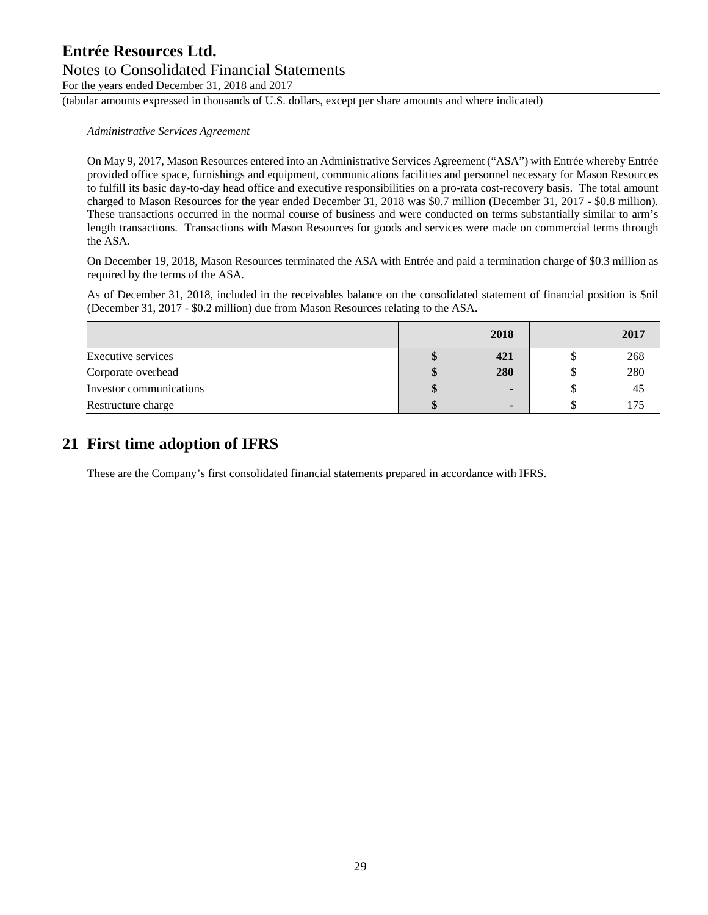*Administrative Services Agreement*

On May 9, 2017, Mason Resources entered into an Administrative Services Agreement ("ASA") with Entrée whereby Entrée provided office space, furnishings and equipment, communications facilities and personnel necessary for Mason Resources to fulfill its basic day-to-day head office and executive responsibilities on a pro-rata cost-recovery basis. The total amount charged to Mason Resources for the year ended December 31, 2018 was $0.7 million (December 31, 2017 - $0.8 million). These transactions occurred in the normal course of business and were conducted on terms substantially similar to arm's length transactions. Transactions with Mason Resources for goods and services were made on commercial terms through the ASA.

On December 19, 2018, Mason Resources terminated the ASA with Entrée and paid a termination charge of $0.3 million as required by the terms of the ASA.

As of December 31, 2018, included in the receivables balance on the consolidated statement of financial position is $nil (December 31, 2017 - $0.2 million) due from Mason Resources relating to the ASA.

| | **2018** | 2017 |
|---|---|---|
| Executive services | **$ 421** | $ 268 |
| Corporate overhead | **$ 280** | $ 280 |
| Investor communications | **$ -** | $ 45 |
| Restructure charge | **$ -** | $ 175 |

## 21 First time adoption of IFRS

These are the Company's first consolidated financial statements prepared in accordance with IFRS.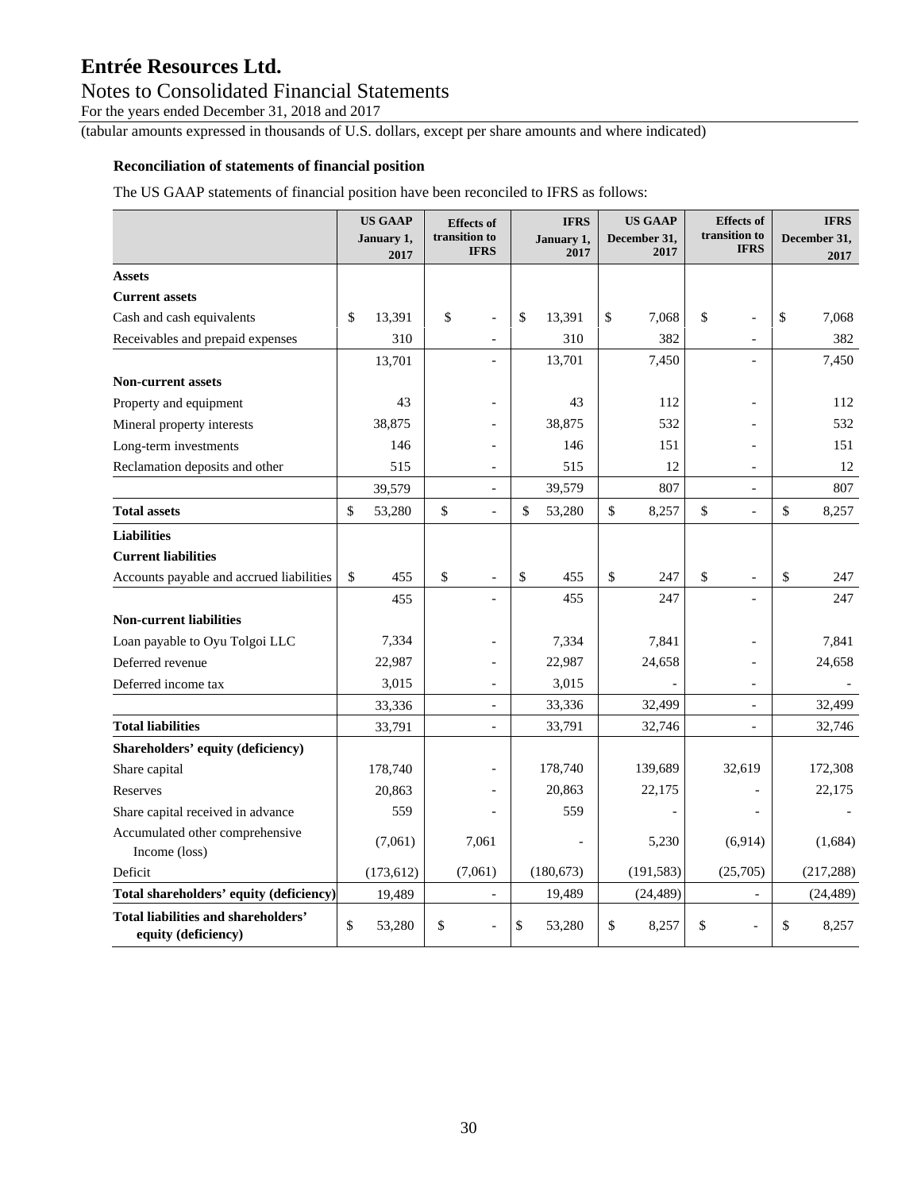## Reconciliation of statements of financial position

The US GAAP statements of financial position have been reconciled to IFRS as follows:

| | US GAAP January 1, 2017 | Effects of transition to IFRS | IFRS January 1, 2017 | US GAAP December 31, 2017 | Effects of transition to IFRS | IFRS December 31, 2017 |
|---|---|---|---|---|---|---|
| **Assets** | | | | | | |
| **Current assets** | | | | | | |
| Cash and cash equivalents | $ 13,391 | $ - | $ 13,391 | $ 7,068 | $ - | $ 7,068 |
| Receivables and prepaid expenses | 310 | - | 310 | 382 | - | 382 |
| | 13,701 | - | 13,701 | 7,450 | - | 7,450 |
| **Non-current assets** | | | | | | |
| Property and equipment | 43 | - | 43 | 112 | - | 112 |
| Mineral property interests | 38,875 | - | 38,875 | 532 | - | 532 |
| Long-term investments | 146 | - | 146 | 151 | - | 151 |
| Reclamation deposits and other | 515 | - | 515 | 12 | - | 12 |
| | 39,579 | - | 39,579 | 807 | - | 807 |
| **Total assets** | $ 53,280 | $ - | $ 53,280 | $ 8,257 | $ - | $ 8,257 |
| **Liabilities** | | | | | | |
| **Current liabilities** | | | | | | |
| Accounts payable and accrued liabilities | $ 455 | $ - | $ 455 | $ 247 | $ - | $ 247 |
| | 455 | - | 455 | 247 | - | 247 |
| **Non-current liabilities** | | | | | | |
| Loan payable to Oyu Tolgoi LLC | 7,334 | - | 7,334 | 7,841 | - | 7,841 |
| Deferred revenue | 22,987 | - | 22,987 | 24,658 | - | 24,658 |
| Deferred income tax | 3,015 | - | 3,015 | - | - | - |
| | 33,336 | - | 33,336 | 32,499 | - | 32,499 |
| **Total liabilities** | 33,791 | - | 33,791 | 32,746 | - | 32,746 |
| **Shareholders' equity (deficiency)** | | | | | | |
| Share capital | 178,740 | - | 178,740 | 139,689 | 32,619 | 172,308 |
| Reserves | 20,863 | - | 20,863 | 22,175 | - | 22,175 |
| Share capital received in advance | 559 | - | 559 | - | - | - |
| Accumulated other comprehensive Income (loss) | (7,061) | 7,061 | - | 5,230 | (6,914) | (1,684) |
| Deficit | (173,612) | (7,061) | (180,673) | (191,583) | (25,705) | (217,288) |
| **Total shareholders' equity (deficiency)** | 19,489 | - | 19,489 | (24,489) | - | (24,489) |
| **Total liabilities and shareholders' equity (deficiency)** | $ 53,280 | $ - | $ 53,280 | $ 8,257 | $ - | $ 8,257 |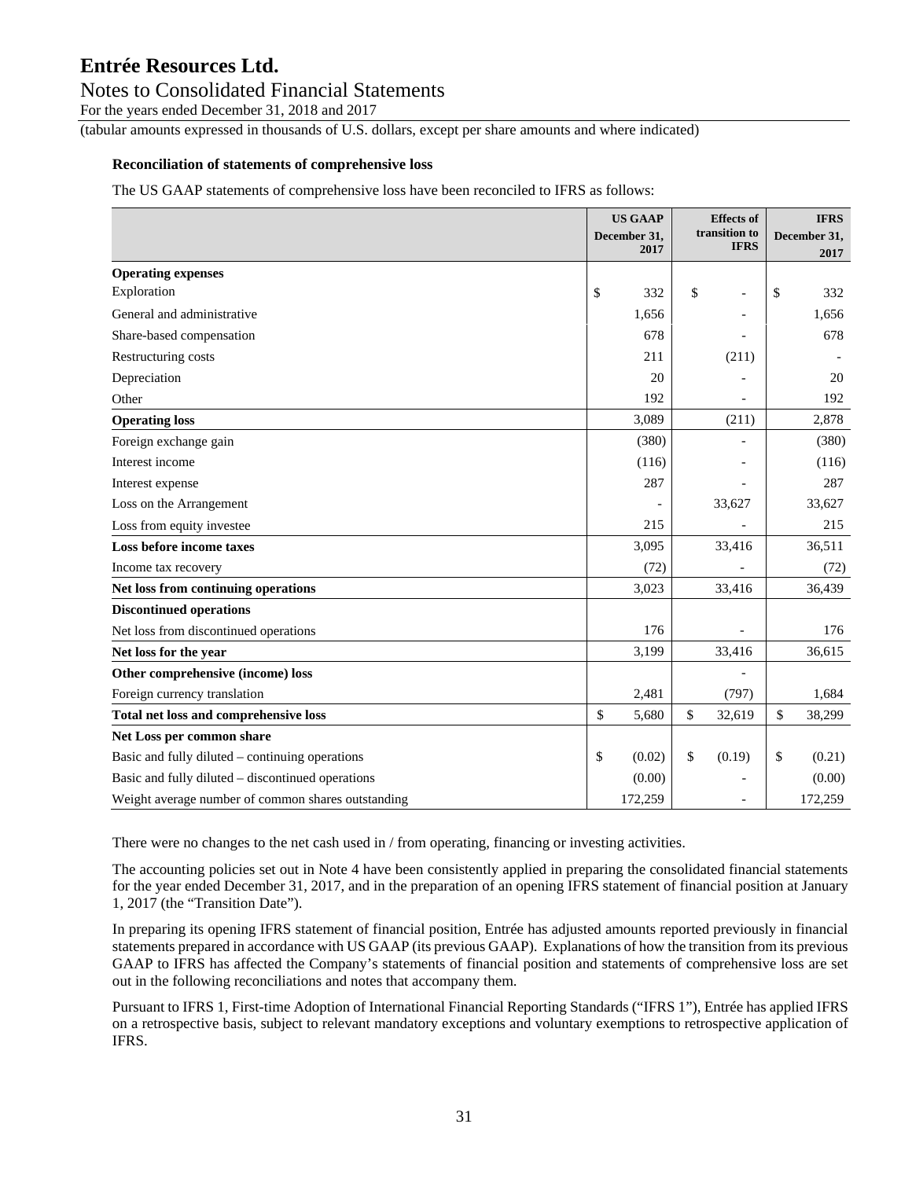**Reconciliation of statements of comprehensive loss**

The US GAAP statements of comprehensive loss have been reconciled to IFRS as follows:

| | US GAAP December 31, 2017 | Effects of transition to IFRS | IFRS December 31, 2017 |
|---|---|---|---|
| **Operating expenses** | | | |
| Exploration | $ 332 | $ - | $ 332 |
| General and administrative | 1,656 | - | 1,656 |
| Share-based compensation | 678 | - | 678 |
| Restructuring costs | 211 | (211) | - |
| Depreciation | 20 | - | 20 |
| Other | 192 | - | 192 |
| **Operating loss** | 3,089 | (211) | 2,878 |
| Foreign exchange gain | (380) | - | (380) |
| Interest income | (116) | - | (116) |
| Interest expense | 287 | - | 287 |
| Loss on the Arrangement | - | 33,627 | 33,627 |
| Loss from equity investee | 215 | - | 215 |
| **Loss before income taxes** | 3,095 | 33,416 | 36,511 |
| Income tax recovery | (72) | - | (72) |
| **Net loss from continuing operations** | 3,023 | 33,416 | 36,439 |
| **Discontinued operations** | | | |
| Net loss from discontinued operations | 176 | - | 176 |
| **Net loss for the year** | 3,199 | 33,416 | 36,615 |
| **Other comprehensive (income) loss** | | - | |
| Foreign currency translation | 2,481 | (797) | 1,684 |
| **Total net loss and comprehensive loss** | $ 5,680 | $ 32,619 | $ 38,299 |
| **Net Loss per common share** | | | |
| Basic and fully diluted – continuing operations | $ (0.02) | $ (0.19) | $ (0.21) |
| Basic and fully diluted – discontinued operations | (0.00) | - | (0.00) |
| Weight average number of common shares outstanding | 172,259 | - | 172,259 |

There were no changes to the net cash used in / from operating, financing or investing activities.

The accounting policies set out in Note 4 have been consistently applied in preparing the consolidated financial statements for the year ended December 31, 2017, and in the preparation of an opening IFRS statement of financial position at January 1, 2017 (the "Transition Date").

In preparing its opening IFRS statement of financial position, Entrée has adjusted amounts reported previously in financial statements prepared in accordance with US GAAP (its previous GAAP). Explanations of how the transition from its previous GAAP to IFRS has affected the Company's statements of financial position and statements of comprehensive loss are set out in the following reconciliations and notes that accompany them.

Pursuant to IFRS 1, First-time Adoption of International Financial Reporting Standards ("IFRS 1"), Entrée has applied IFRS on a retrospective basis, subject to relevant mandatory exceptions and voluntary exemptions to retrospective application of IFRS.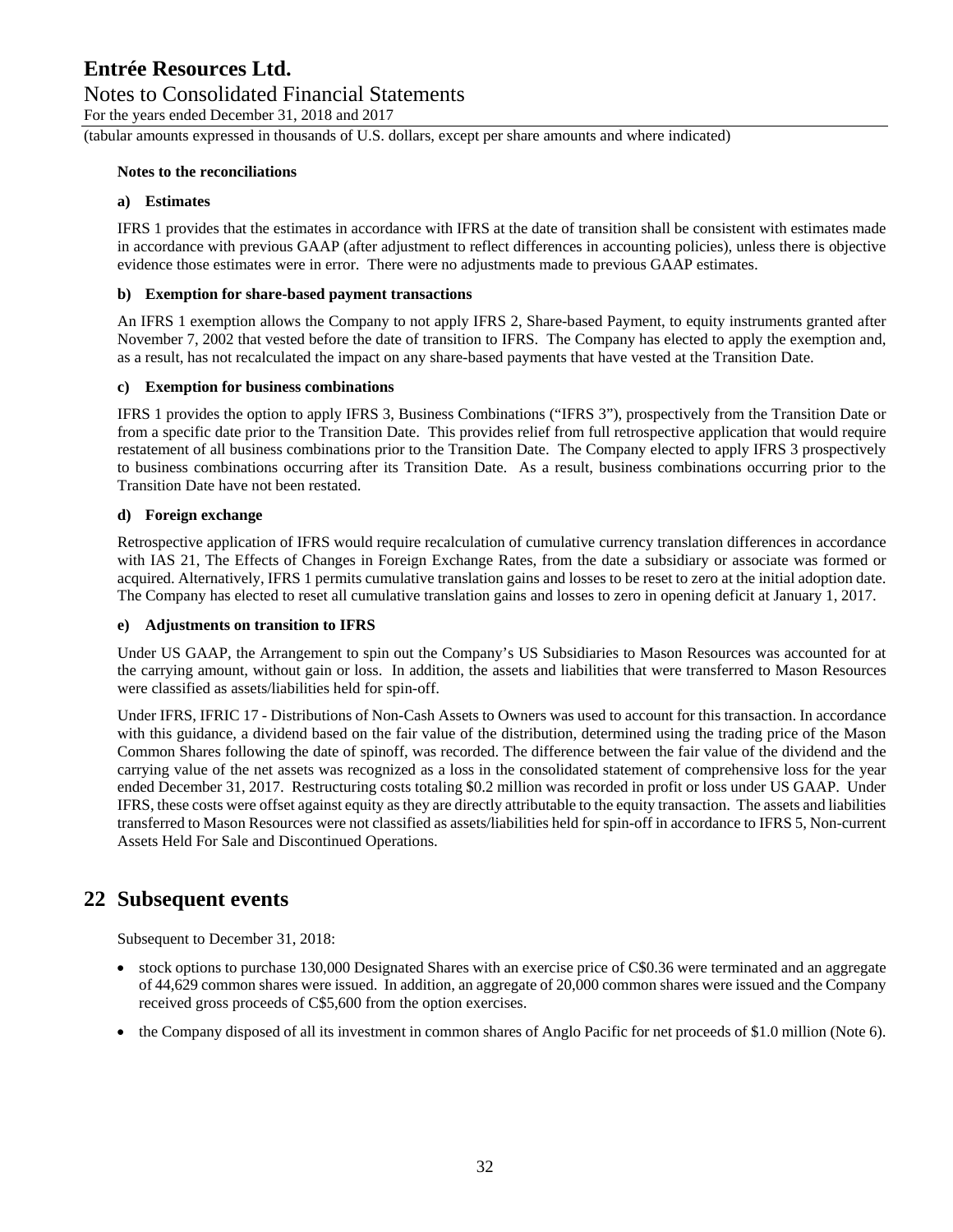**Notes to the reconciliations**

**a) Estimates**

IFRS 1 provides that the estimates in accordance with IFRS at the date of transition shall be consistent with estimates made in accordance with previous GAAP (after adjustment to reflect differences in accounting policies), unless there is objective evidence those estimates were in error. There were no adjustments made to previous GAAP estimates.

**b) Exemption for share-based payment transactions**

An IFRS 1 exemption allows the Company to not apply IFRS 2, Share-based Payment, to equity instruments granted after November 7, 2002 that vested before the date of transition to IFRS. The Company has elected to apply the exemption and, as a result, has not recalculated the impact on any share-based payments that have vested at the Transition Date.

**c) Exemption for business combinations**

IFRS 1 provides the option to apply IFRS 3, Business Combinations ("IFRS 3"), prospectively from the Transition Date or from a specific date prior to the Transition Date. This provides relief from full retrospective application that would require restatement of all business combinations prior to the Transition Date. The Company elected to apply IFRS 3 prospectively to business combinations occurring after its Transition Date. As a result, business combinations occurring prior to the Transition Date have not been restated.

**d) Foreign exchange**

Retrospective application of IFRS would require recalculation of cumulative currency translation differences in accordance with IAS 21, The Effects of Changes in Foreign Exchange Rates, from the date a subsidiary or associate was formed or acquired. Alternatively, IFRS 1 permits cumulative translation gains and losses to be reset to zero at the initial adoption date. The Company has elected to reset all cumulative translation gains and losses to zero in opening deficit at January 1, 2017.

**e) Adjustments on transition to IFRS**

Under US GAAP, the Arrangement to spin out the Company's US Subsidiaries to Mason Resources was accounted for at the carrying amount, without gain or loss. In addition, the assets and liabilities that were transferred to Mason Resources were classified as assets/liabilities held for spin-off.

Under IFRS, IFRIC 17 - Distributions of Non-Cash Assets to Owners was used to account for this transaction. In accordance with this guidance, a dividend based on the fair value of the distribution, determined using the trading price of the Mason Common Shares following the date of spinoff, was recorded. The difference between the fair value of the dividend and the carrying value of the net assets was recognized as a loss in the consolidated statement of comprehensive loss for the year ended December 31, 2017. Restructuring costs totaling $0.2 million was recorded in profit or loss under US GAAP. Under IFRS, these costs were offset against equity as they are directly attributable to the equity transaction. The assets and liabilities transferred to Mason Resources were not classified as assets/liabilities held for spin-off in accordance to IFRS 5, Non-current Assets Held For Sale and Discontinued Operations.

## 22 Subsequent events

Subsequent to December 31, 2018:

- stock options to purchase 130,000 Designated Shares with an exercise price of C$0.36 were terminated and an aggregate of 44,629 common shares were issued. In addition, an aggregate of 20,000 common shares were issued and the Company received gross proceeds of C$5,600 from the option exercises.
- the Company disposed of all its investment in common shares of Anglo Pacific for net proceeds of $1.0 million (Note 6).